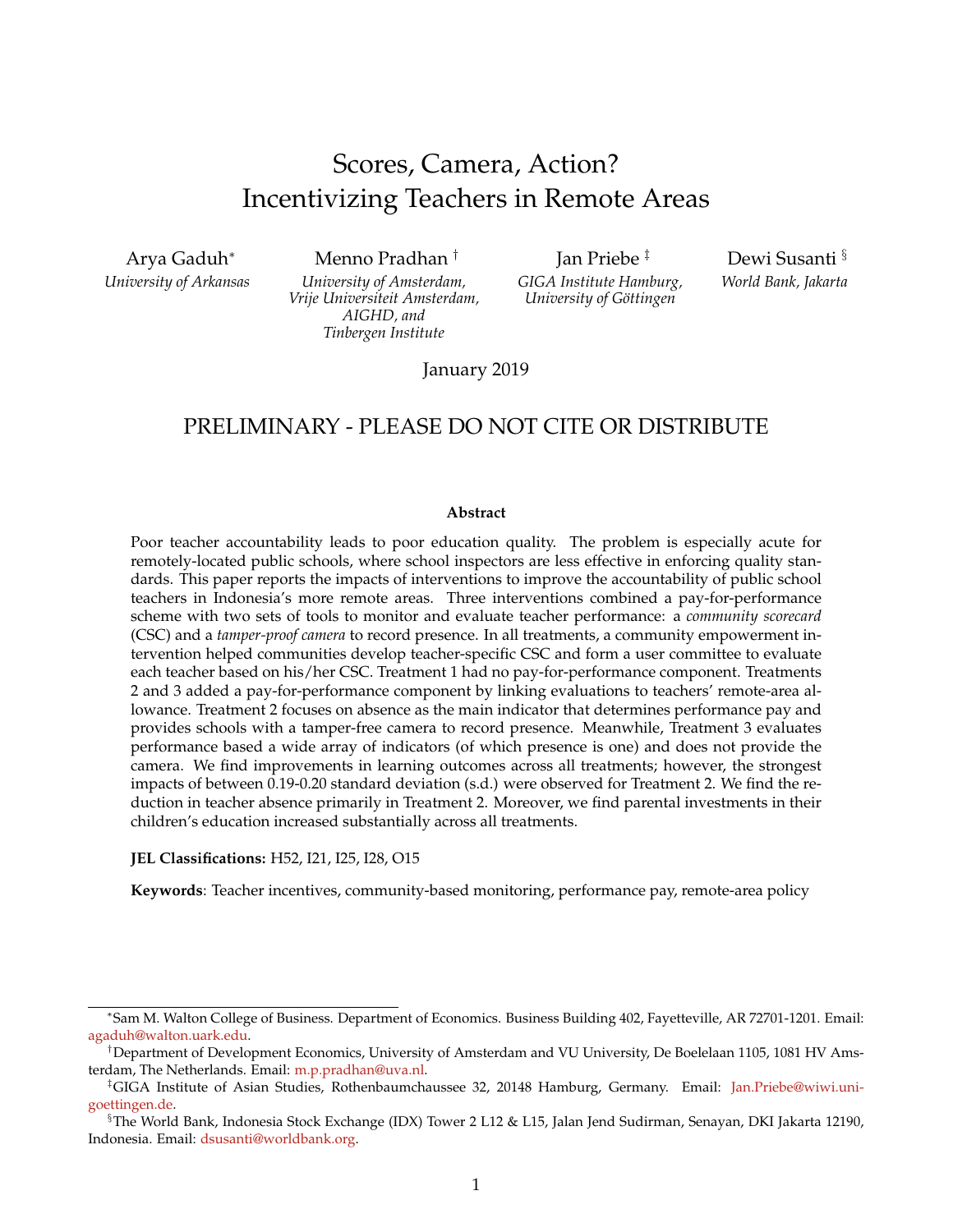# Scores, Camera, Action? Incentivizing Teachers in Remote Areas

Arya Gaduh[*]
*University of Arkansas*

Menno Pradhan [†]
*University of Amsterdam, Vrije Universiteit Amsterdam, AIGHD, and Tinbergen Institute*

Jan Priebe [‡]
*GIGA Institute Hamburg, University of Göttingen*

Dewi Susanti [§]
*World Bank, Jakarta*

January 2019

## PRELIMINARY - PLEASE DO NOT CITE OR DISTRIBUTE

**Abstract**

Poor teacher accountability leads to poor education quality. The problem is especially acute for remotely-located public schools, where school inspectors are less effective in enforcing quality standards. This paper reports the impacts of interventions to improve the accountability of public school teachers in Indonesia's more remote areas. Three interventions combined a pay-for-performance scheme with two sets of tools to monitor and evaluate teacher performance: a *community scorecard* (CSC) and a *tamper-proof camera* to record presence. In all treatments, a community empowerment intervention helped communities develop teacher-specific CSC and form a user committee to evaluate each teacher based on his/her CSC. Treatment 1 had no pay-for-performance component. Treatments 2 and 3 added a pay-for-performance component by linking evaluations to teachers' remote-area allowance. Treatment 2 focuses on absence as the main indicator that determines performance pay and provides schools with a tamper-free camera to record presence. Meanwhile, Treatment 3 evaluates performance based a wide array of indicators (of which presence is one) and does not provide the camera. We find improvements in learning outcomes across all treatments; however, the strongest impacts of between 0.19-0.20 standard deviation (s.d.) were observed for Treatment 2. We find the reduction in teacher absence primarily in Treatment 2. Moreover, we find parental investments in their children's education increased substantially across all treatments.

**JEL Classifications:** H52, I21, I25, I28, O15

**Keywords**: Teacher incentives, community-based monitoring, performance pay, remote-area policy

---

[*] Sam M. Walton College of Business. Department of Economics. Business Building 402, Fayetteville, AR 72701-1201. Email: agaduh@walton.uark.edu.

[†] Department of Development Economics, University of Amsterdam and VU University, De Boelelaan 1105, 1081 HV Amsterdam, The Netherlands. Email: m.p.pradhan@uva.nl.

[‡] GIGA Institute of Asian Studies, Rothenbaumchaussee 32, 20148 Hamburg, Germany. Email: Jan.Priebe@wiwi.uni-goettingen.de.

[§] The World Bank, Indonesia Stock Exchange (IDX) Tower 2 L12 & L15, Jalan Jend Sudirman, Senayan, DKI Jakarta 12190, Indonesia. Email: dsusanti@worldbank.org.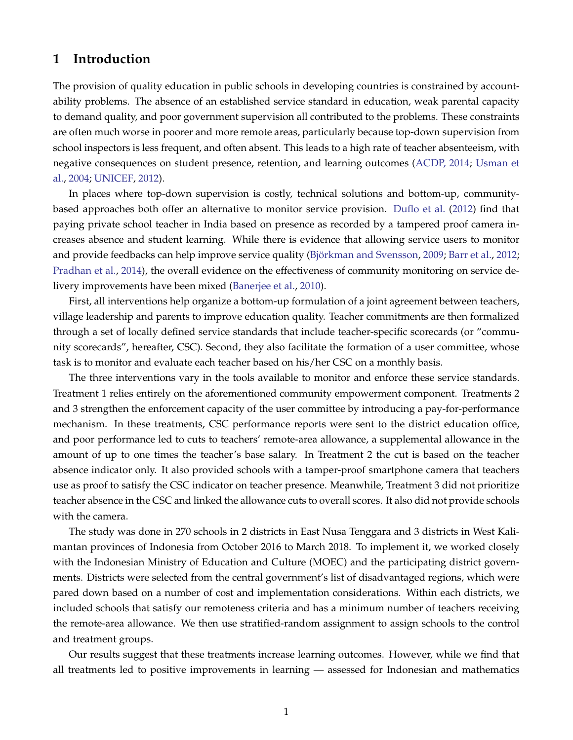# 1 Introduction

The provision of quality education in public schools in developing countries is constrained by accountability problems. The absence of an established service standard in education, weak parental capacity to demand quality, and poor government supervision all contributed to the problems. These constraints are often much worse in poorer and more remote areas, particularly because top-down supervision from school inspectors is less frequent, and often absent. This leads to a high rate of teacher absenteeism, with negative consequences on student presence, retention, and learning outcomes (ACDP, 2014; Usman et al., 2004; UNICEF, 2012).

In places where top-down supervision is costly, technical solutions and bottom-up, community-based approaches both offer an alternative to monitor service provision. Duflo et al. (2012) find that paying private school teacher in India based on presence as recorded by a tampered proof camera increases absence and student learning. While there is evidence that allowing service users to monitor and provide feedbacks can help improve service quality (Björkman and Svensson, 2009; Barr et al., 2012; Pradhan et al., 2014), the overall evidence on the effectiveness of community monitoring on service delivery improvements have been mixed (Banerjee et al., 2010).

First, all interventions help organize a bottom-up formulation of a joint agreement between teachers, village leadership and parents to improve education quality. Teacher commitments are then formalized through a set of locally defined service standards that include teacher-specific scorecards (or "community scorecards", hereafter, CSC). Second, they also facilitate the formation of a user committee, whose task is to monitor and evaluate each teacher based on his/her CSC on a monthly basis.

The three interventions vary in the tools available to monitor and enforce these service standards. Treatment 1 relies entirely on the aforementioned community empowerment component. Treatments 2 and 3 strengthen the enforcement capacity of the user committee by introducing a pay-for-performance mechanism. In these treatments, CSC performance reports were sent to the district education office, and poor performance led to cuts to teachers' remote-area allowance, a supplemental allowance in the amount of up to one times the teacher's base salary. In Treatment 2 the cut is based on the teacher absence indicator only. It also provided schools with a tamper-proof smartphone camera that teachers use as proof to satisfy the CSC indicator on teacher presence. Meanwhile, Treatment 3 did not prioritize teacher absence in the CSC and linked the allowance cuts to overall scores. It also did not provide schools with the camera.

The study was done in 270 schools in 2 districts in East Nusa Tenggara and 3 districts in West Kalimantan provinces of Indonesia from October 2016 to March 2018. To implement it, we worked closely with the Indonesian Ministry of Education and Culture (MOEC) and the participating district governments. Districts were selected from the central government's list of disadvantaged regions, which were pared down based on a number of cost and implementation considerations. Within each districts, we included schools that satisfy our remoteness criteria and has a minimum number of teachers receiving the remote-area allowance. We then use stratified-random assignment to assign schools to the control and treatment groups.

Our results suggest that these treatments increase learning outcomes. However, while we find that all treatments led to positive improvements in learning — assessed for Indonesian and mathematics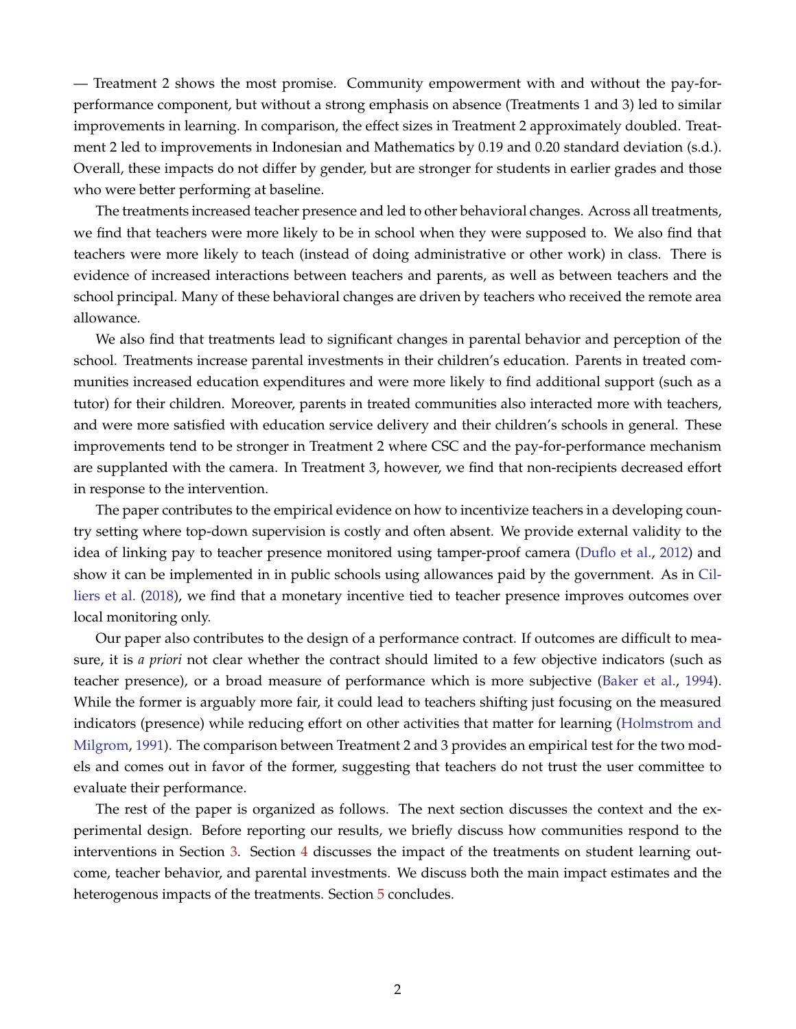— Treatment 2 shows the most promise. Community empowerment with and without the pay-for-performance component, but without a strong emphasis on absence (Treatments 1 and 3) led to similar improvements in learning. In comparison, the effect sizes in Treatment 2 approximately doubled. Treatment 2 led to improvements in Indonesian and Mathematics by 0.19 and 0.20 standard deviation (s.d.). Overall, these impacts do not differ by gender, but are stronger for students in earlier grades and those who were better performing at baseline.

The treatments increased teacher presence and led to other behavioral changes. Across all treatments, we find that teachers were more likely to be in school when they were supposed to. We also find that teachers were more likely to teach (instead of doing administrative or other work) in class. There is evidence of increased interactions between teachers and parents, as well as between teachers and the school principal. Many of these behavioral changes are driven by teachers who received the remote area allowance.

We also find that treatments lead to significant changes in parental behavior and perception of the school. Treatments increase parental investments in their children's education. Parents in treated communities increased education expenditures and were more likely to find additional support (such as a tutor) for their children. Moreover, parents in treated communities also interacted more with teachers, and were more satisfied with education service delivery and their children's schools in general. These improvements tend to be stronger in Treatment 2 where CSC and the pay-for-performance mechanism are supplanted with the camera. In Treatment 3, however, we find that non-recipients decreased effort in response to the intervention.

The paper contributes to the empirical evidence on how to incentivize teachers in a developing country setting where top-down supervision is costly and often absent. We provide external validity to the idea of linking pay to teacher presence monitored using tamper-proof camera (Duflo et al., 2012) and show it can be implemented in in public schools using allowances paid by the government. As in Cilliers et al. (2018), we find that a monetary incentive tied to teacher presence improves outcomes over local monitoring only.

Our paper also contributes to the design of a performance contract. If outcomes are difficult to measure, it is *a priori* not clear whether the contract should limited to a few objective indicators (such as teacher presence), or a broad measure of performance which is more subjective (Baker et al., 1994). While the former is arguably more fair, it could lead to teachers shifting just focusing on the measured indicators (presence) while reducing effort on other activities that matter for learning (Holmstrom and Milgrom, 1991). The comparison between Treatment 2 and 3 provides an empirical test for the two models and comes out in favor of the former, suggesting that teachers do not trust the user committee to evaluate their performance.

The rest of the paper is organized as follows. The next section discusses the context and the experimental design. Before reporting our results, we briefly discuss how communities respond to the interventions in Section 3. Section 4 discusses the impact of the treatments on student learning outcome, teacher behavior, and parental investments. We discuss both the main impact estimates and the heterogenous impacts of the treatments. Section 5 concludes.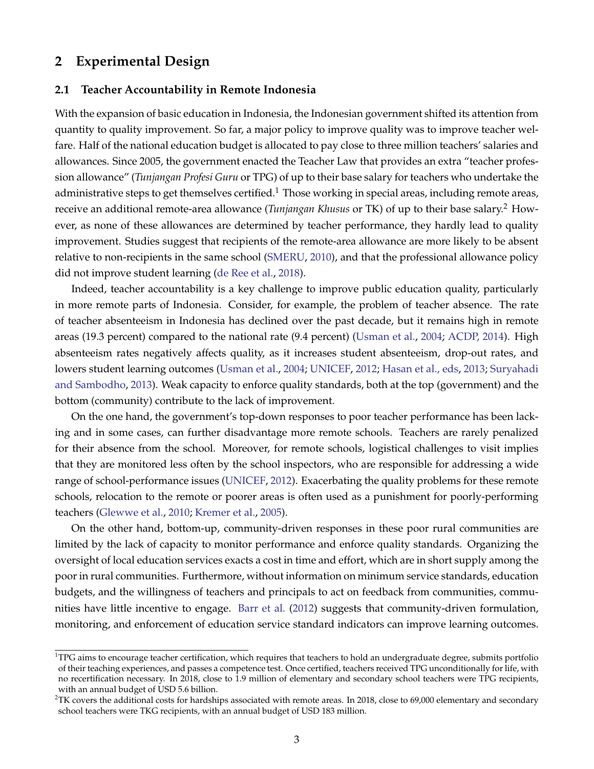# 2 Experimental Design

## 2.1 Teacher Accountability in Remote Indonesia

With the expansion of basic education in Indonesia, the Indonesian government shifted its attention from quantity to quality improvement. So far, a major policy to improve quality was to improve teacher welfare. Half of the national education budget is allocated to pay close to three million teachers' salaries and allowances. Since 2005, the government enacted the Teacher Law that provides an extra "teacher profession allowance" (*Tunjangan Profesi Guru* or TPG) of up to their base salary for teachers who undertake the administrative steps to get themselves certified.[1] Those working in special areas, including remote areas, receive an additional remote-area allowance (*Tunjangan Khusus* or TK) of up to their base salary.[2] However, as none of these allowances are determined by teacher performance, they hardly lead to quality improvement. Studies suggest that recipients of the remote-area allowance are more likely to be absent relative to non-recipients in the same school (SMERU, 2010), and that the professional allowance policy did not improve student learning (de Ree et al., 2018).

Indeed, teacher accountability is a key challenge to improve public education quality, particularly in more remote parts of Indonesia. Consider, for example, the problem of teacher absence. The rate of teacher absenteeism in Indonesia has declined over the past decade, but it remains high in remote areas (19.3 percent) compared to the national rate (9.4 percent) (Usman et al., 2004; ACDP, 2014). High absenteeism rates negatively affects quality, as it increases student absenteeism, drop-out rates, and lowers student learning outcomes (Usman et al., 2004; UNICEF, 2012; Hasan et al., eds, 2013; Suryahadi and Sambodho, 2013). Weak capacity to enforce quality standards, both at the top (government) and the bottom (community) contribute to the lack of improvement.

On the one hand, the government's top-down responses to poor teacher performance has been lacking and in some cases, can further disadvantage more remote schools. Teachers are rarely penalized for their absence from the school. Moreover, for remote schools, logistical challenges to visit implies that they are monitored less often by the school inspectors, who are responsible for addressing a wide range of school-performance issues (UNICEF, 2012). Exacerbating the quality problems for these remote schools, relocation to the remote or poorer areas is often used as a punishment for poorly-performing teachers (Glewwe et al., 2010; Kremer et al., 2005).

On the other hand, bottom-up, community-driven responses in these poor rural communities are limited by the lack of capacity to monitor performance and enforce quality standards. Organizing the oversight of local education services exacts a cost in time and effort, which are in short supply among the poor in rural communities. Furthermore, without information on minimum service standards, education budgets, and the willingness of teachers and principals to act on feedback from communities, communities have little incentive to engage. Barr et al. (2012) suggests that community-driven formulation, monitoring, and enforcement of education service standard indicators can improve learning outcomes.

---

[1] TPG aims to encourage teacher certification, which requires that teachers to hold an undergraduate degree, submits portfolio of their teaching experiences, and passes a competence test. Once certified, teachers received TPG unconditionally for life, with no recertification necessary. In 2018, close to 1.9 million of elementary and secondary school teachers were TPG recipients, with an annual budget of USD 5.6 billion.

[2] TK covers the additional costs for hardships associated with remote areas. In 2018, close to 69,000 elementary and secondary school teachers were TKG recipients, with an annual budget of USD 183 million.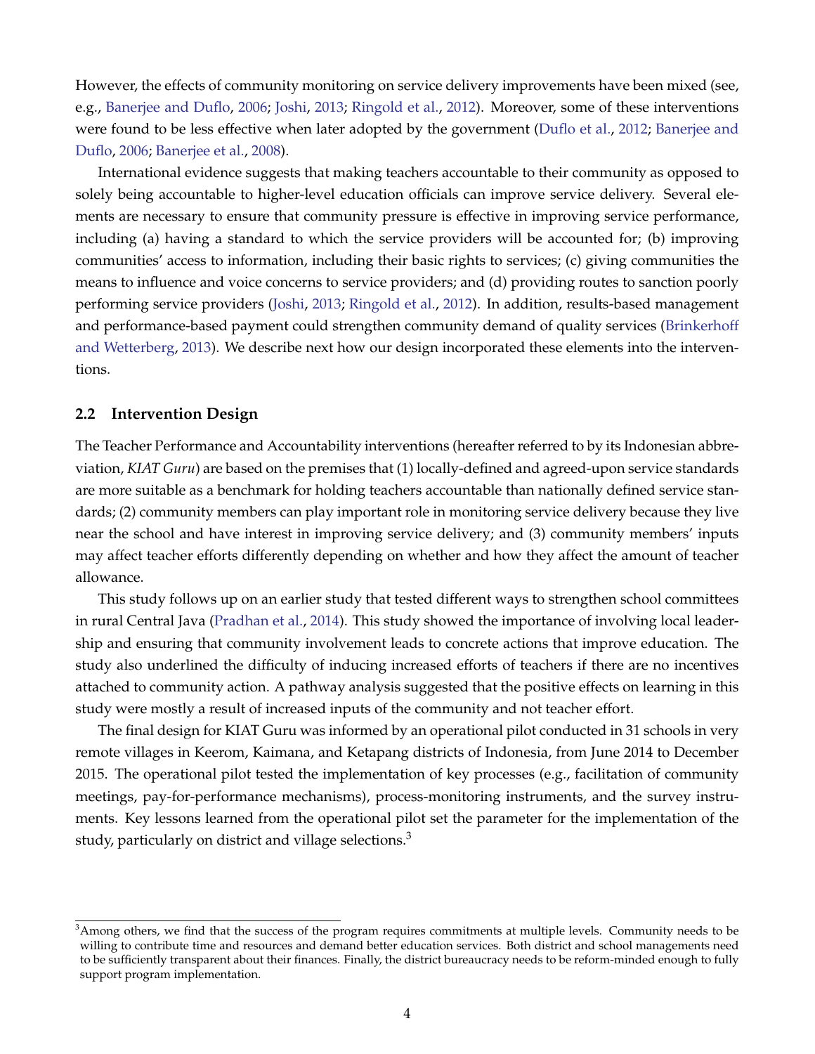However, the effects of community monitoring on service delivery improvements have been mixed (see, e.g., Banerjee and Duflo, 2006; Joshi, 2013; Ringold et al., 2012). Moreover, some of these interventions were found to be less effective when later adopted by the government (Duflo et al., 2012; Banerjee and Duflo, 2006; Banerjee et al., 2008).

International evidence suggests that making teachers accountable to their community as opposed to solely being accountable to higher-level education officials can improve service delivery. Several elements are necessary to ensure that community pressure is effective in improving service performance, including (a) having a standard to which the service providers will be accounted for; (b) improving communities' access to information, including their basic rights to services; (c) giving communities the means to influence and voice concerns to service providers; and (d) providing routes to sanction poorly performing service providers (Joshi, 2013; Ringold et al., 2012). In addition, results-based management and performance-based payment could strengthen community demand of quality services (Brinkerhoff and Wetterberg, 2013). We describe next how our design incorporated these elements into the interventions.

## 2.2 Intervention Design

The Teacher Performance and Accountability interventions (hereafter referred to by its Indonesian abbreviation, *KIAT Guru*) are based on the premises that (1) locally-defined and agreed-upon service standards are more suitable as a benchmark for holding teachers accountable than nationally defined service standards; (2) community members can play important role in monitoring service delivery because they live near the school and have interest in improving service delivery; and (3) community members' inputs may affect teacher efforts differently depending on whether and how they affect the amount of teacher allowance.

This study follows up on an earlier study that tested different ways to strengthen school committees in rural Central Java (Pradhan et al., 2014). This study showed the importance of involving local leadership and ensuring that community involvement leads to concrete actions that improve education. The study also underlined the difficulty of inducing increased efforts of teachers if there are no incentives attached to community action. A pathway analysis suggested that the positive effects on learning in this study were mostly a result of increased inputs of the community and not teacher effort.

The final design for KIAT Guru was informed by an operational pilot conducted in 31 schools in very remote villages in Keerom, Kaimana, and Ketapang districts of Indonesia, from June 2014 to December 2015. The operational pilot tested the implementation of key processes (e.g., facilitation of community meetings, pay-for-performance mechanisms), process-monitoring instruments, and the survey instruments. Key lessons learned from the operational pilot set the parameter for the implementation of the study, particularly on district and village selections.[3]

[3] Among others, we find that the success of the program requires commitments at multiple levels. Community needs to be willing to contribute time and resources and demand better education services. Both district and school managements need to be sufficiently transparent about their finances. Finally, the district bureaucracy needs to be reform-minded enough to fully support program implementation.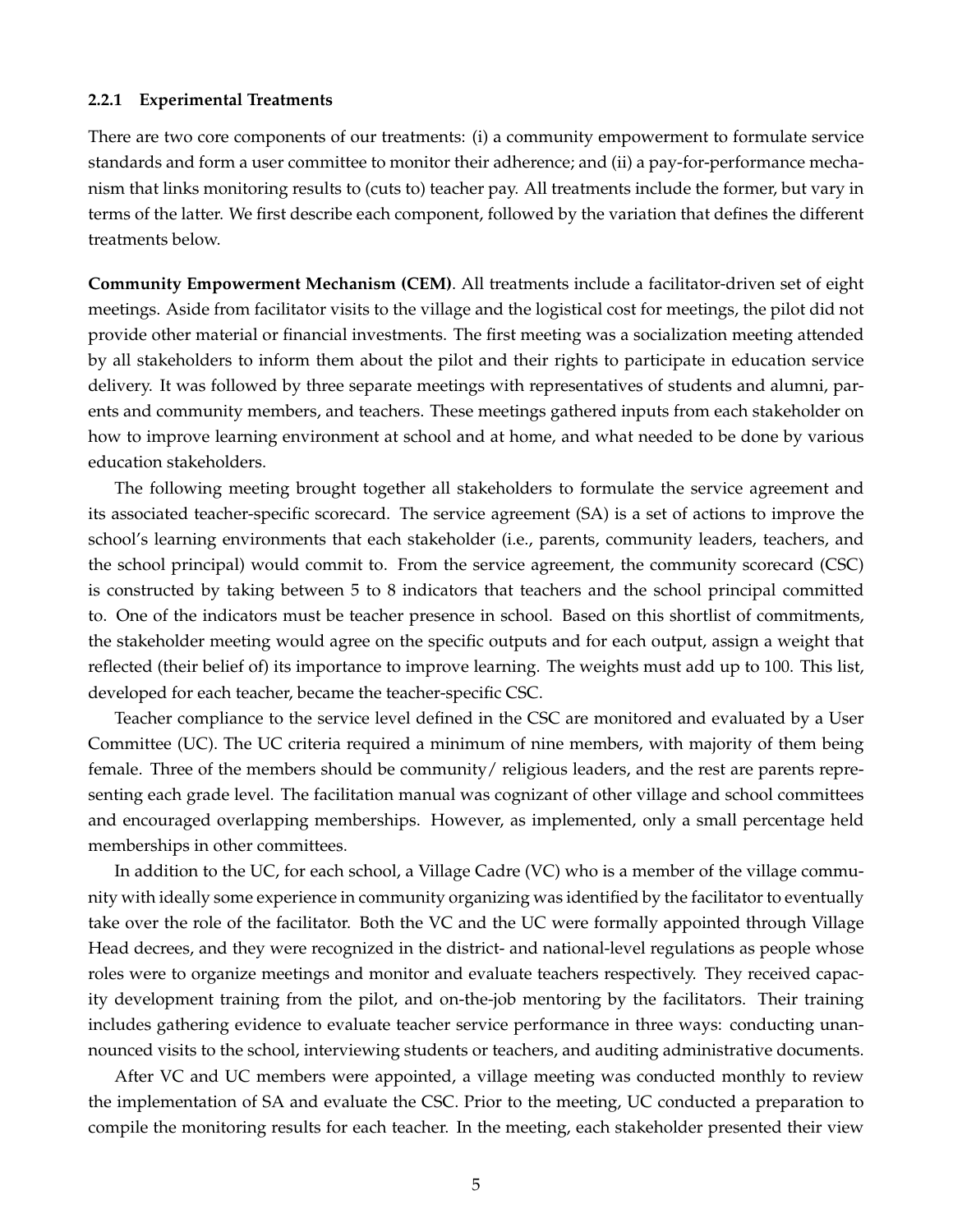#### 2.2.1 Experimental Treatments

There are two core components of our treatments: (i) a community empowerment to formulate service standards and form a user committee to monitor their adherence; and (ii) a pay-for-performance mechanism that links monitoring results to (cuts to) teacher pay. All treatments include the former, but vary in terms of the latter. We first describe each component, followed by the variation that defines the different treatments below.

**Community Empowerment Mechanism (CEM)**. All treatments include a facilitator-driven set of eight meetings. Aside from facilitator visits to the village and the logistical cost for meetings, the pilot did not provide other material or financial investments. The first meeting was a socialization meeting attended by all stakeholders to inform them about the pilot and their rights to participate in education service delivery. It was followed by three separate meetings with representatives of students and alumni, parents and community members, and teachers. These meetings gathered inputs from each stakeholder on how to improve learning environment at school and at home, and what needed to be done by various education stakeholders.

The following meeting brought together all stakeholders to formulate the service agreement and its associated teacher-specific scorecard. The service agreement (SA) is a set of actions to improve the school's learning environments that each stakeholder (i.e., parents, community leaders, teachers, and the school principal) would commit to. From the service agreement, the community scorecard (CSC) is constructed by taking between 5 to 8 indicators that teachers and the school principal committed to. One of the indicators must be teacher presence in school. Based on this shortlist of commitments, the stakeholder meeting would agree on the specific outputs and for each output, assign a weight that reflected (their belief of) its importance to improve learning. The weights must add up to 100. This list, developed for each teacher, became the teacher-specific CSC.

Teacher compliance to the service level defined in the CSC are monitored and evaluated by a User Committee (UC). The UC criteria required a minimum of nine members, with majority of them being female. Three of the members should be community/ religious leaders, and the rest are parents representing each grade level. The facilitation manual was cognizant of other village and school committees and encouraged overlapping memberships. However, as implemented, only a small percentage held memberships in other committees.

In addition to the UC, for each school, a Village Cadre (VC) who is a member of the village community with ideally some experience in community organizing was identified by the facilitator to eventually take over the role of the facilitator. Both the VC and the UC were formally appointed through Village Head decrees, and they were recognized in the district- and national-level regulations as people whose roles were to organize meetings and monitor and evaluate teachers respectively. They received capacity development training from the pilot, and on-the-job mentoring by the facilitators. Their training includes gathering evidence to evaluate teacher service performance in three ways: conducting unannounced visits to the school, interviewing students or teachers, and auditing administrative documents.

After VC and UC members were appointed, a village meeting was conducted monthly to review the implementation of SA and evaluate the CSC. Prior to the meeting, UC conducted a preparation to compile the monitoring results for each teacher. In the meeting, each stakeholder presented their view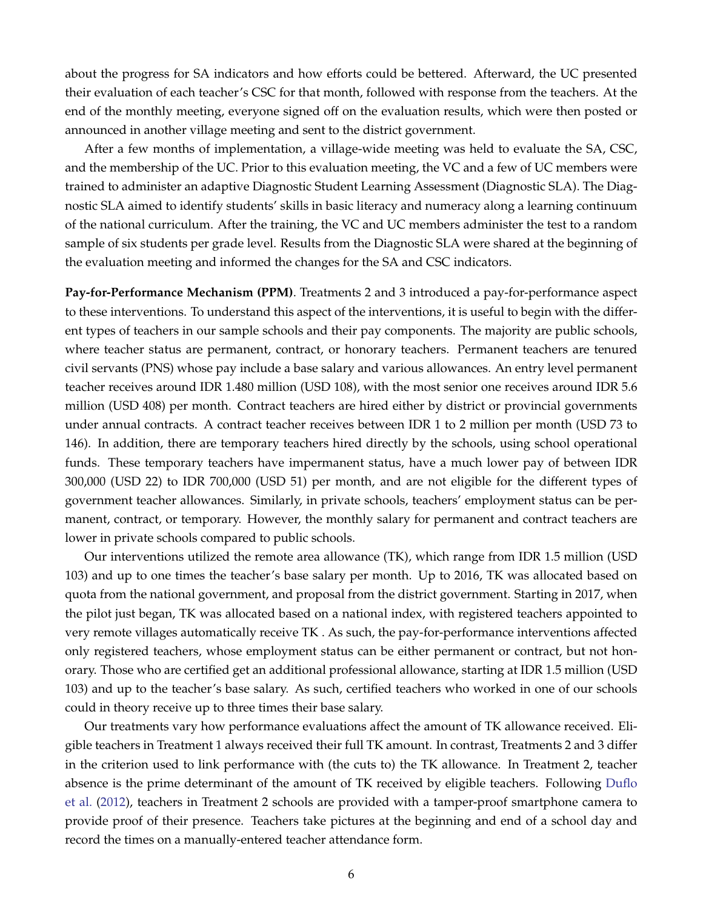about the progress for SA indicators and how efforts could be bettered. Afterward, the UC presented their evaluation of each teacher's CSC for that month, followed with response from the teachers. At the end of the monthly meeting, everyone signed off on the evaluation results, which were then posted or announced in another village meeting and sent to the district government.

After a few months of implementation, a village-wide meeting was held to evaluate the SA, CSC, and the membership of the UC. Prior to this evaluation meeting, the VC and a few of UC members were trained to administer an adaptive Diagnostic Student Learning Assessment (Diagnostic SLA). The Diagnostic SLA aimed to identify students' skills in basic literacy and numeracy along a learning continuum of the national curriculum. After the training, the VC and UC members administer the test to a random sample of six students per grade level. Results from the Diagnostic SLA were shared at the beginning of the evaluation meeting and informed the changes for the SA and CSC indicators.

**Pay-for-Performance Mechanism (PPM)**. Treatments 2 and 3 introduced a pay-for-performance aspect to these interventions. To understand this aspect of the interventions, it is useful to begin with the different types of teachers in our sample schools and their pay components. The majority are public schools, where teacher status are permanent, contract, or honorary teachers. Permanent teachers are tenured civil servants (PNS) whose pay include a base salary and various allowances. An entry level permanent teacher receives around IDR 1.480 million (USD 108), with the most senior one receives around IDR 5.6 million (USD 408) per month. Contract teachers are hired either by district or provincial governments under annual contracts. A contract teacher receives between IDR 1 to 2 million per month (USD 73 to 146). In addition, there are temporary teachers hired directly by the schools, using school operational funds. These temporary teachers have impermanent status, have a much lower pay of between IDR 300,000 (USD 22) to IDR 700,000 (USD 51) per month, and are not eligible for the different types of government teacher allowances. Similarly, in private schools, teachers' employment status can be permanent, contract, or temporary. However, the monthly salary for permanent and contract teachers are lower in private schools compared to public schools.

Our interventions utilized the remote area allowance (TK), which range from IDR 1.5 million (USD 103) and up to one times the teacher's base salary per month. Up to 2016, TK was allocated based on quota from the national government, and proposal from the district government. Starting in 2017, when the pilot just began, TK was allocated based on a national index, with registered teachers appointed to very remote villages automatically receive TK . As such, the pay-for-performance interventions affected only registered teachers, whose employment status can be either permanent or contract, but not honorary. Those who are certified get an additional professional allowance, starting at IDR 1.5 million (USD 103) and up to the teacher's base salary. As such, certified teachers who worked in one of our schools could in theory receive up to three times their base salary.

Our treatments vary how performance evaluations affect the amount of TK allowance received. Eligible teachers in Treatment 1 always received their full TK amount. In contrast, Treatments 2 and 3 differ in the criterion used to link performance with (the cuts to) the TK allowance. In Treatment 2, teacher absence is the prime determinant of the amount of TK received by eligible teachers. Following Duflo et al. (2012), teachers in Treatment 2 schools are provided with a tamper-proof smartphone camera to provide proof of their presence. Teachers take pictures at the beginning and end of a school day and record the times on a manually-entered teacher attendance form.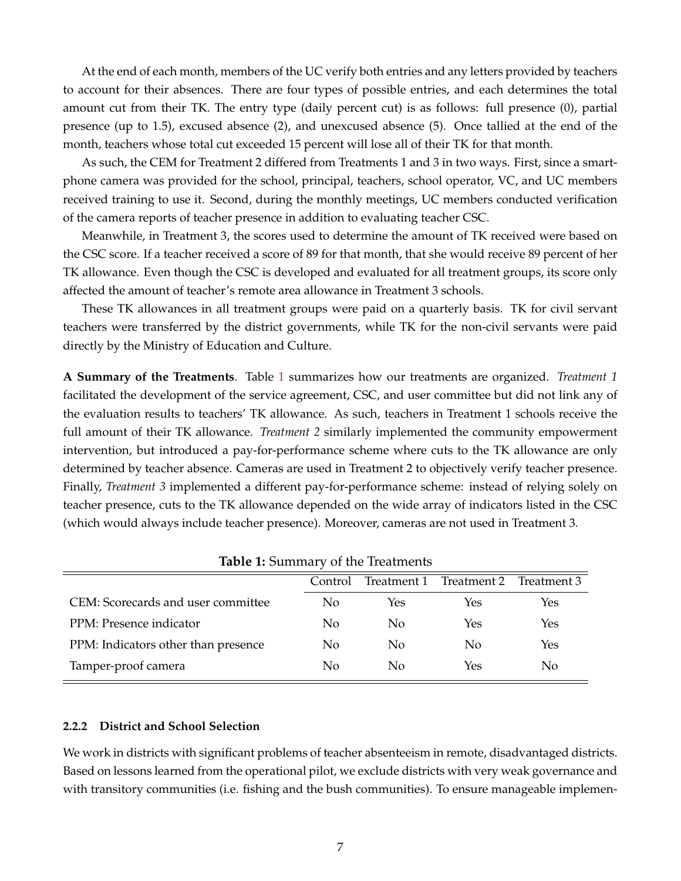At the end of each month, members of the UC verify both entries and any letters provided by teachers to account for their absences. There are four types of possible entries, and each determines the total amount cut from their TK. The entry type (daily percent cut) is as follows: full presence (0), partial presence (up to 1.5), excused absence (2), and unexcused absence (5). Once tallied at the end of the month, teachers whose total cut exceeded 15 percent will lose all of their TK for that month.

As such, the CEM for Treatment 2 differed from Treatments 1 and 3 in two ways. First, since a smartphone camera was provided for the school, principal, teachers, school operator, VC, and UC members received training to use it. Second, during the monthly meetings, UC members conducted verification of the camera reports of teacher presence in addition to evaluating teacher CSC.

Meanwhile, in Treatment 3, the scores used to determine the amount of TK received were based on the CSC score. If a teacher received a score of 89 for that month, that she would receive 89 percent of her TK allowance. Even though the CSC is developed and evaluated for all treatment groups, its score only affected the amount of teacher's remote area allowance in Treatment 3 schools.

These TK allowances in all treatment groups were paid on a quarterly basis. TK for civil servant teachers were transferred by the district governments, while TK for the non-civil servants were paid directly by the Ministry of Education and Culture.

**A Summary of the Treatments**. Table 1 summarizes how our treatments are organized. *Treatment 1* facilitated the development of the service agreement, CSC, and user committee but did not link any of the evaluation results to teachers' TK allowance. As such, teachers in Treatment 1 schools receive the full amount of their TK allowance. *Treatment 2* similarly implemented the community empowerment intervention, but introduced a pay-for-performance scheme where cuts to the TK allowance are only determined by teacher absence. Cameras are used in Treatment 2 to objectively verify teacher presence. Finally, *Treatment 3* implemented a different pay-for-performance scheme: instead of relying solely on teacher presence, cuts to the TK allowance depended on the wide array of indicators listed in the CSC (which would always include teacher presence). Moreover, cameras are not used in Treatment 3.

**Table 1:** Summary of the Treatments

| | Control | Treatment 1 | Treatment 2 | Treatment 3 |
|---|---|---|---|---|
| CEM: Scorecards and user committee | No | Yes | Yes | Yes |
| PPM: Presence indicator | No | No | Yes | Yes |
| PPM: Indicators other than presence | No | No | No | Yes |
| Tamper-proof camera | No | No | Yes | No |

#### 2.2.2 District and School Selection

We work in districts with significant problems of teacher absenteeism in remote, disadvantaged districts. Based on lessons learned from the operational pilot, we exclude districts with very weak governance and with transitory communities (i.e. fishing and the bush communities). To ensure manageable implemen-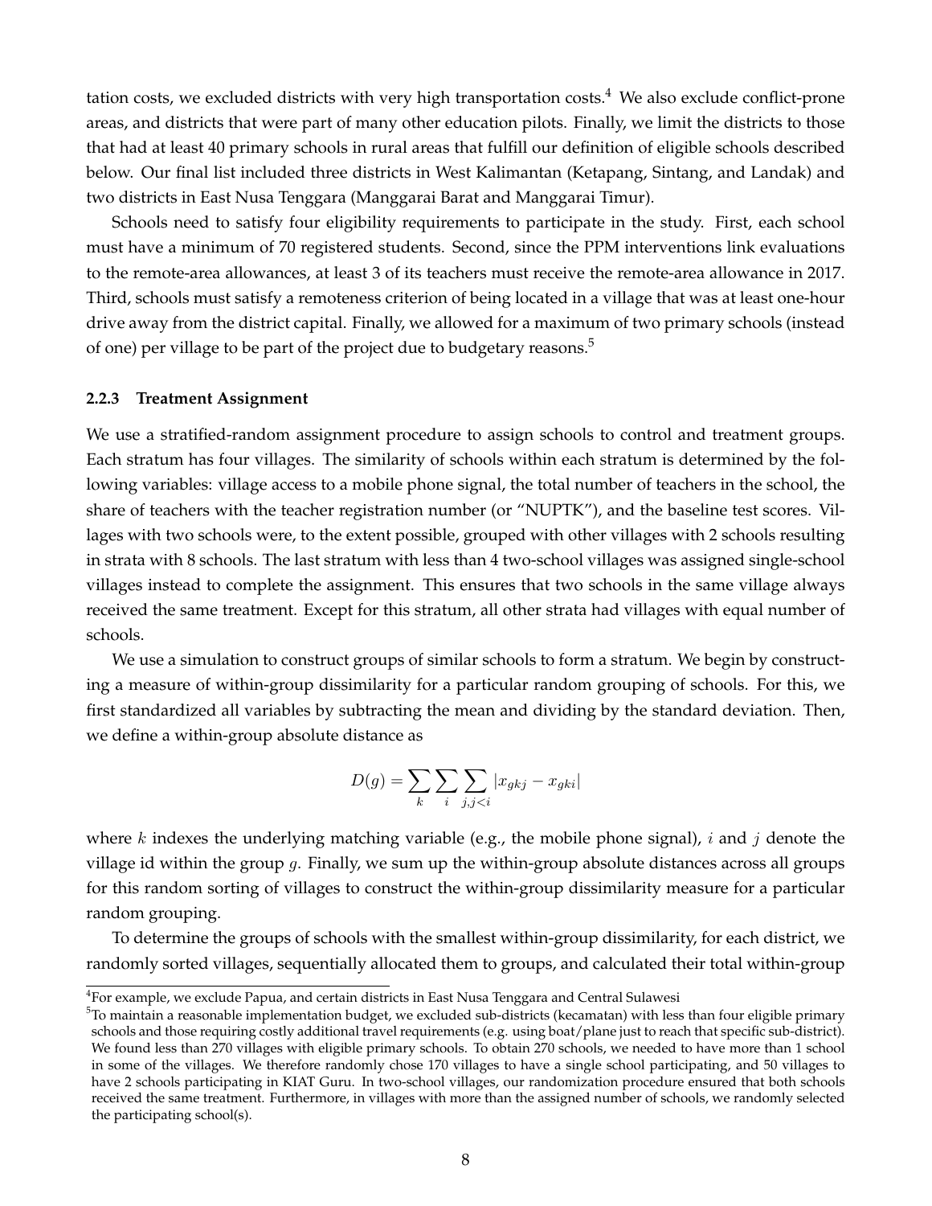tation costs, we excluded districts with very high transportation costs.[4] We also exclude conflict-prone areas, and districts that were part of many other education pilots. Finally, we limit the districts to those that had at least 40 primary schools in rural areas that fulfill our definition of eligible schools described below. Our final list included three districts in West Kalimantan (Ketapang, Sintang, and Landak) and two districts in East Nusa Tenggara (Manggarai Barat and Manggarai Timur).

Schools need to satisfy four eligibility requirements to participate in the study. First, each school must have a minimum of 70 registered students. Second, since the PPM interventions link evaluations to the remote-area allowances, at least 3 of its teachers must receive the remote-area allowance in 2017. Third, schools must satisfy a remoteness criterion of being located in a village that was at least one-hour drive away from the district capital. Finally, we allowed for a maximum of two primary schools (instead of one) per village to be part of the project due to budgetary reasons.[5]

#### 2.2.3 Treatment Assignment

We use a stratified-random assignment procedure to assign schools to control and treatment groups. Each stratum has four villages. The similarity of schools within each stratum is determined by the following variables: village access to a mobile phone signal, the total number of teachers in the school, the share of teachers with the teacher registration number (or "NUPTK"), and the baseline test scores. Villages with two schools were, to the extent possible, grouped with other villages with 2 schools resulting in strata with 8 schools. The last stratum with less than 4 two-school villages was assigned single-school villages instead to complete the assignment. This ensures that two schools in the same village always received the same treatment. Except for this stratum, all other strata had villages with equal number of schools.

We use a simulation to construct groups of similar schools to form a stratum. We begin by constructing a measure of within-group dissimilarity for a particular random grouping of schools. For this, we first standardized all variables by subtracting the mean and dividing by the standard deviation. Then, we define a within-group absolute distance as

$$D(g) = \sum_{k} \sum_{i} \sum_{j, j<i} |x_{gkj} - x_{gki}|$$

where $k$ indexes the underlying matching variable (e.g., the mobile phone signal), $i$ and $j$ denote the village id within the group $g$. Finally, we sum up the within-group absolute distances across all groups for this random sorting of villages to construct the within-group dissimilarity measure for a particular random grouping.

To determine the groups of schools with the smallest within-group dissimilarity, for each district, we randomly sorted villages, sequentially allocated them to groups, and calculated their total within-group

[4] For example, we exclude Papua, and certain districts in East Nusa Tenggara and Central Sulawesi

[5] To maintain a reasonable implementation budget, we excluded sub-districts (kecamatan) with less than four eligible primary schools and those requiring costly additional travel requirements (e.g. using boat/plane just to reach that specific sub-district). We found less than 270 villages with eligible primary schools. To obtain 270 schools, we needed to have more than 1 school in some of the villages. We therefore randomly chose 170 villages to have a single school participating, and 50 villages to have 2 schools participating in KIAT Guru. In two-school villages, our randomization procedure ensured that both schools received the same treatment. Furthermore, in villages with more than the assigned number of schools, we randomly selected the participating school(s).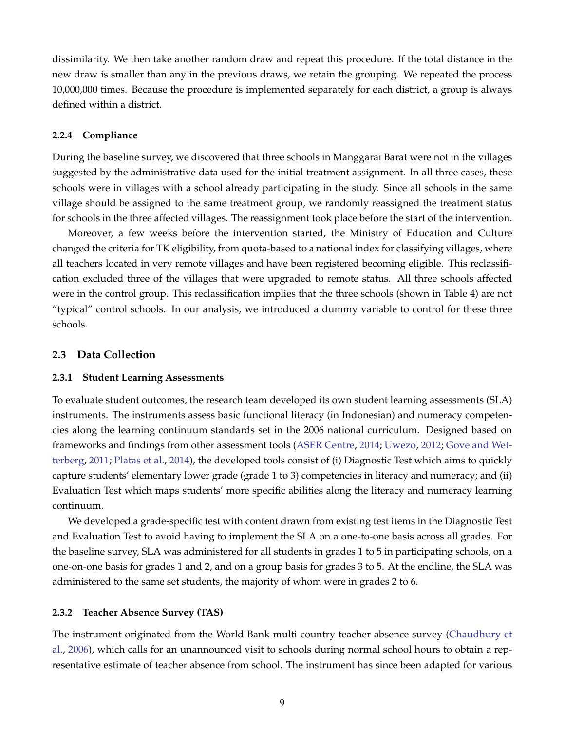dissimilarity. We then take another random draw and repeat this procedure. If the total distance in the new draw is smaller than any in the previous draws, we retain the grouping. We repeated the process 10,000,000 times. Because the procedure is implemented separately for each district, a group is always defined within a district.

#### 2.2.4 Compliance

During the baseline survey, we discovered that three schools in Manggarai Barat were not in the villages suggested by the administrative data used for the initial treatment assignment. In all three cases, these schools were in villages with a school already participating in the study. Since all schools in the same village should be assigned to the same treatment group, we randomly reassigned the treatment status for schools in the three affected villages. The reassignment took place before the start of the intervention.

Moreover, a few weeks before the intervention started, the Ministry of Education and Culture changed the criteria for TK eligibility, from quota-based to a national index for classifying villages, where all teachers located in very remote villages and have been registered becoming eligible. This reclassification excluded three of the villages that were upgraded to remote status. All three schools affected were in the control group. This reclassification implies that the three schools (shown in Table 4) are not "typical" control schools. In our analysis, we introduced a dummy variable to control for these three schools.

### 2.3 Data Collection

#### 2.3.1 Student Learning Assessments

To evaluate student outcomes, the research team developed its own student learning assessments (SLA) instruments. The instruments assess basic functional literacy (in Indonesian) and numeracy competencies along the learning continuum standards set in the 2006 national curriculum. Designed based on frameworks and findings from other assessment tools (ASER Centre, 2014; Uwezo, 2012; Gove and Wetterberg, 2011; Platas et al., 2014), the developed tools consist of (i) Diagnostic Test which aims to quickly capture students' elementary lower grade (grade 1 to 3) competencies in literacy and numeracy; and (ii) Evaluation Test which maps students' more specific abilities along the literacy and numeracy learning continuum.

We developed a grade-specific test with content drawn from existing test items in the Diagnostic Test and Evaluation Test to avoid having to implement the SLA on a one-to-one basis across all grades. For the baseline survey, SLA was administered for all students in grades 1 to 5 in participating schools, on a one-on-one basis for grades 1 and 2, and on a group basis for grades 3 to 5. At the endline, the SLA was administered to the same set students, the majority of whom were in grades 2 to 6.

#### 2.3.2 Teacher Absence Survey (TAS)

The instrument originated from the World Bank multi-country teacher absence survey (Chaudhury et al., 2006), which calls for an unannounced visit to schools during normal school hours to obtain a representative estimate of teacher absence from school. The instrument has since been adapted for various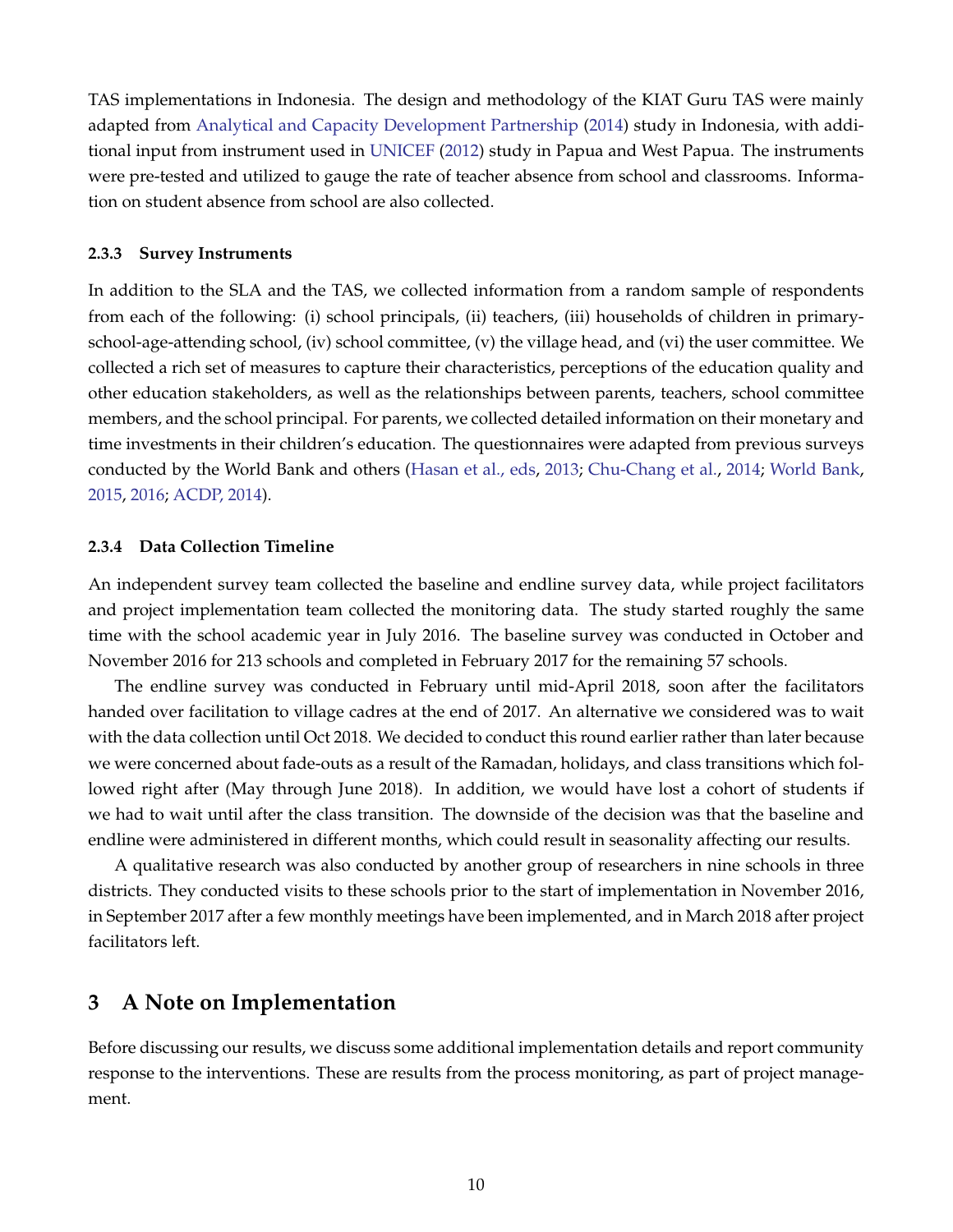TAS implementations in Indonesia. The design and methodology of the KIAT Guru TAS were mainly adapted from Analytical and Capacity Development Partnership (2014) study in Indonesia, with additional input from instrument used in UNICEF (2012) study in Papua and West Papua. The instruments were pre-tested and utilized to gauge the rate of teacher absence from school and classrooms. Information on student absence from school are also collected.

#### 2.3.3 Survey Instruments

In addition to the SLA and the TAS, we collected information from a random sample of respondents from each of the following: (i) school principals, (ii) teachers, (iii) households of children in primary-school-age-attending school, (iv) school committee, (v) the village head, and (vi) the user committee. We collected a rich set of measures to capture their characteristics, perceptions of the education quality and other education stakeholders, as well as the relationships between parents, teachers, school committee members, and the school principal. For parents, we collected detailed information on their monetary and time investments in their children's education. The questionnaires were adapted from previous surveys conducted by the World Bank and others (Hasan et al., eds, 2013; Chu-Chang et al., 2014; World Bank, 2015, 2016; ACDP, 2014).

#### 2.3.4 Data Collection Timeline

An independent survey team collected the baseline and endline survey data, while project facilitators and project implementation team collected the monitoring data. The study started roughly the same time with the school academic year in July 2016. The baseline survey was conducted in October and November 2016 for 213 schools and completed in February 2017 for the remaining 57 schools.

The endline survey was conducted in February until mid-April 2018, soon after the facilitators handed over facilitation to village cadres at the end of 2017. An alternative we considered was to wait with the data collection until Oct 2018. We decided to conduct this round earlier rather than later because we were concerned about fade-outs as a result of the Ramadan, holidays, and class transitions which followed right after (May through June 2018). In addition, we would have lost a cohort of students if we had to wait until after the class transition. The downside of the decision was that the baseline and endline were administered in different months, which could result in seasonality affecting our results.

A qualitative research was also conducted by another group of researchers in nine schools in three districts. They conducted visits to these schools prior to the start of implementation in November 2016, in September 2017 after a few monthly meetings have been implemented, and in March 2018 after project facilitators left.

## 3 A Note on Implementation

Before discussing our results, we discuss some additional implementation details and report community response to the interventions. These are results from the process monitoring, as part of project management.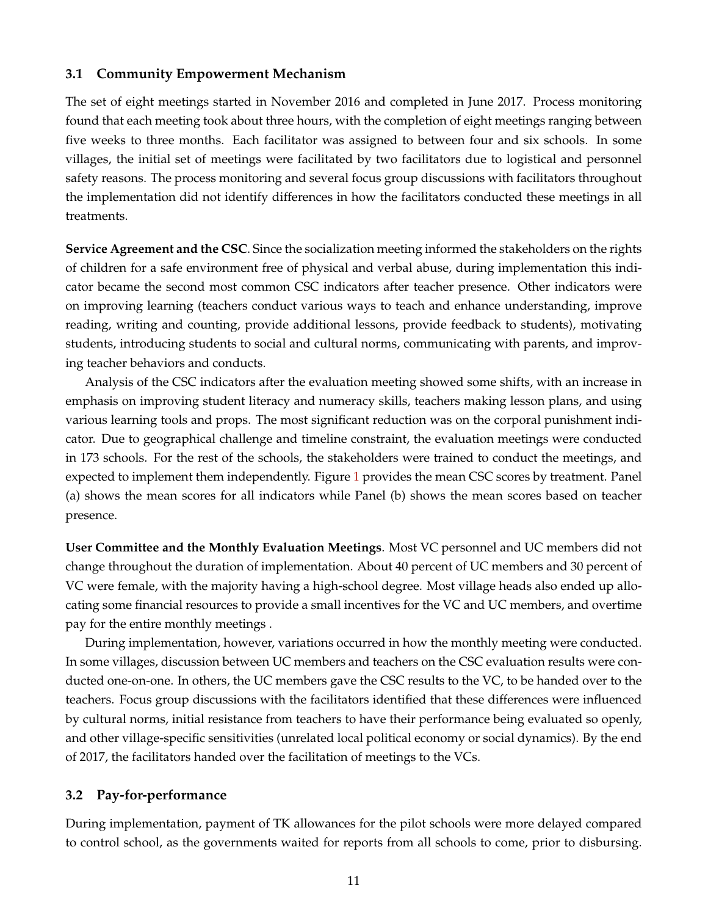### 3.1 Community Empowerment Mechanism

The set of eight meetings started in November 2016 and completed in June 2017. Process monitoring found that each meeting took about three hours, with the completion of eight meetings ranging between five weeks to three months. Each facilitator was assigned to between four and six schools. In some villages, the initial set of meetings were facilitated by two facilitators due to logistical and personnel safety reasons. The process monitoring and several focus group discussions with facilitators throughout the implementation did not identify differences in how the facilitators conducted these meetings in all treatments.

**Service Agreement and the CSC**. Since the socialization meeting informed the stakeholders on the rights of children for a safe environment free of physical and verbal abuse, during implementation this indicator became the second most common CSC indicators after teacher presence. Other indicators were on improving learning (teachers conduct various ways to teach and enhance understanding, improve reading, writing and counting, provide additional lessons, provide feedback to students), motivating students, introducing students to social and cultural norms, communicating with parents, and improving teacher behaviors and conducts.

Analysis of the CSC indicators after the evaluation meeting showed some shifts, with an increase in emphasis on improving student literacy and numeracy skills, teachers making lesson plans, and using various learning tools and props. The most significant reduction was on the corporal punishment indicator. Due to geographical challenge and timeline constraint, the evaluation meetings were conducted in 173 schools. For the rest of the schools, the stakeholders were trained to conduct the meetings, and expected to implement them independently. Figure 1 provides the mean CSC scores by treatment. Panel (a) shows the mean scores for all indicators while Panel (b) shows the mean scores based on teacher presence.

**User Committee and the Monthly Evaluation Meetings**. Most VC personnel and UC members did not change throughout the duration of implementation. About 40 percent of UC members and 30 percent of VC were female, with the majority having a high-school degree. Most village heads also ended up allocating some financial resources to provide a small incentives for the VC and UC members, and overtime pay for the entire monthly meetings .

During implementation, however, variations occurred in how the monthly meeting were conducted. In some villages, discussion between UC members and teachers on the CSC evaluation results were conducted one-on-one. In others, the UC members gave the CSC results to the VC, to be handed over to the teachers. Focus group discussions with the facilitators identified that these differences were influenced by cultural norms, initial resistance from teachers to have their performance being evaluated so openly, and other village-specific sensitivities (unrelated local political economy or social dynamics). By the end of 2017, the facilitators handed over the facilitation of meetings to the VCs.

### 3.2 Pay-for-performance

During implementation, payment of TK allowances for the pilot schools were more delayed compared to control school, as the governments waited for reports from all schools to come, prior to disbursing.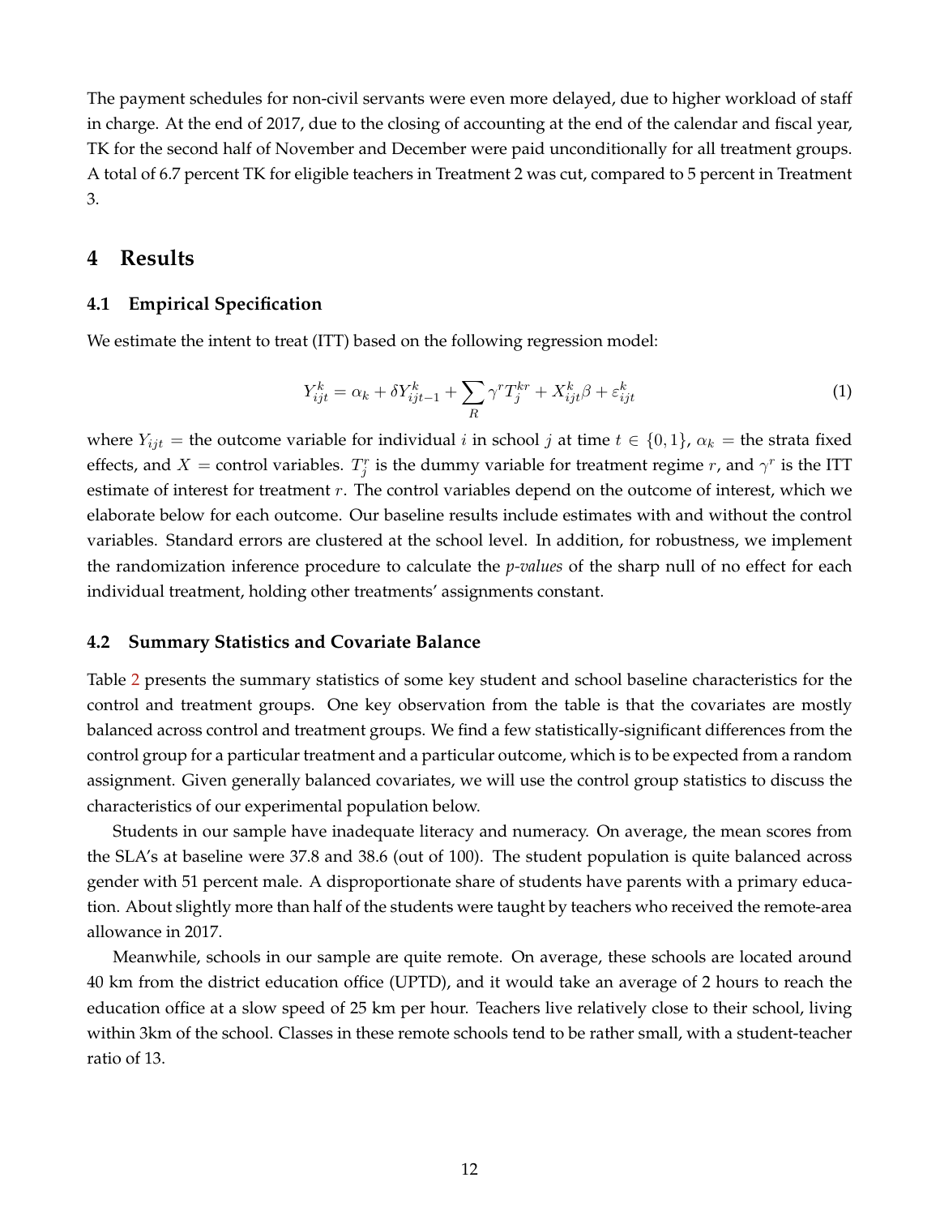The payment schedules for non-civil servants were even more delayed, due to higher workload of staff in charge. At the end of 2017, due to the closing of accounting at the end of the calendar and fiscal year, TK for the second half of November and December were paid unconditionally for all treatment groups. A total of 6.7 percent TK for eligible teachers in Treatment 2 was cut, compared to 5 percent in Treatment 3.

## 4 Results

### 4.1 Empirical Specification

We estimate the intent to treat (ITT) based on the following regression model:

$$Y_{ijt}^{k} = \alpha_k + \delta Y_{ijt-1}^{k} + \sum_{R} \gamma^r T_j^{kr} + X_{ijt}^{k} \beta + \varepsilon_{ijt}^{k} \tag{1}$$

where $Y_{ijt}$ = the outcome variable for individual $i$ in school $j$ at time $t \in \{0, 1\}$, $\alpha_k$ = the strata fixed effects, and $X$ = control variables. $T_j^r$ is the dummy variable for treatment regime $r$, and $\gamma^r$ is the ITT estimate of interest for treatment $r$. The control variables depend on the outcome of interest, which we elaborate below for each outcome. Our baseline results include estimates with and without the control variables. Standard errors are clustered at the school level. In addition, for robustness, we implement the randomization inference procedure to calculate the *p-values* of the sharp null of no effect for each individual treatment, holding other treatments' assignments constant.

### 4.2 Summary Statistics and Covariate Balance

Table 2 presents the summary statistics of some key student and school baseline characteristics for the control and treatment groups. One key observation from the table is that the covariates are mostly balanced across control and treatment groups. We find a few statistically-significant differences from the control group for a particular treatment and a particular outcome, which is to be expected from a random assignment. Given generally balanced covariates, we will use the control group statistics to discuss the characteristics of our experimental population below.

Students in our sample have inadequate literacy and numeracy. On average, the mean scores from the SLA's at baseline were 37.8 and 38.6 (out of 100). The student population is quite balanced across gender with 51 percent male. A disproportionate share of students have parents with a primary education. About slightly more than half of the students were taught by teachers who received the remote-area allowance in 2017.

Meanwhile, schools in our sample are quite remote. On average, these schools are located around 40 km from the district education office (UPTD), and it would take an average of 2 hours to reach the education office at a slow speed of 25 km per hour. Teachers live relatively close to their school, living within 3km of the school. Classes in these remote schools tend to be rather small, with a student-teacher ratio of 13.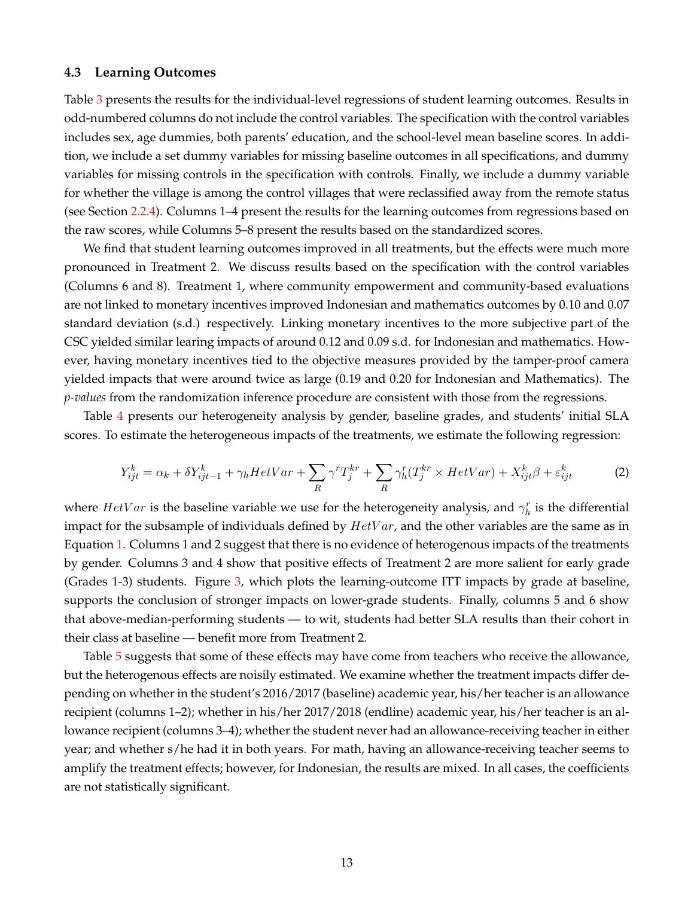### 4.3 Learning Outcomes

Table 3 presents the results for the individual-level regressions of student learning outcomes. Results in odd-numbered columns do not include the control variables. The specification with the control variables includes sex, age dummies, both parents' education, and the school-level mean baseline scores. In addition, we include a set dummy variables for missing baseline outcomes in all specifications, and dummy variables for missing controls in the specification with controls. Finally, we include a dummy variable for whether the village is among the control villages that were reclassified away from the remote status (see Section 2.2.4). Columns 1–4 present the results for the learning outcomes from regressions based on the raw scores, while Columns 5–8 present the results based on the standardized scores.

We find that student learning outcomes improved in all treatments, but the effects were much more pronounced in Treatment 2. We discuss results based on the specification with the control variables (Columns 6 and 8). Treatment 1, where community empowerment and community-based evaluations are not linked to monetary incentives improved Indonesian and mathematics outcomes by 0.10 and 0.07 standard deviation (s.d.) respectively. Linking monetary incentives to the more subjective part of the CSC yielded similar learing impacts of around 0.12 and 0.09 s.d. for Indonesian and mathematics. However, having monetary incentives tied to the objective measures provided by the tamper-proof camera yielded impacts that were around twice as large (0.19 and 0.20 for Indonesian and Mathematics). The *p-values* from the randomization inference procedure are consistent with those from the regressions.

Table 4 presents our heterogeneity analysis by gender, baseline grades, and students' initial SLA scores. To estimate the heterogeneous impacts of the treatments, we estimate the following regression:

$$Y_{ijt}^{k} = \alpha_k + \delta Y_{ijt-1}^{k} + \gamma_h HetVar + \sum_{R} \gamma^r T_j^{kr} + \sum_{R} \gamma_h^r (T_j^{kr} \times HetVar) + X_{ijt}^{k}\beta + \varepsilon_{ijt}^{k} \tag{2}$$

where $HetVar$ is the baseline variable we use for the heterogeneity analysis, and $\gamma_h^r$ is the differential impact for the subsample of individuals defined by $HetVar$, and the other variables are the same as in Equation 1. Columns 1 and 2 suggest that there is no evidence of heterogenous impacts of the treatments by gender. Columns 3 and 4 show that positive effects of Treatment 2 are more salient for early grade (Grades 1-3) students. Figure 3, which plots the learning-outcome ITT impacts by grade at baseline, supports the conclusion of stronger impacts on lower-grade students. Finally, columns 5 and 6 show that above-median-performing students — to wit, students had better SLA results than their cohort in their class at baseline — benefit more from Treatment 2.

Table 5 suggests that some of these effects may have come from teachers who receive the allowance, but the heterogenous effects are noisily estimated. We examine whether the treatment impacts differ depending on whether in the student's 2016/2017 (baseline) academic year, his/her teacher is an allowance recipient (columns 1–2); whether in his/her 2017/2018 (endline) academic year, his/her teacher is an allowance recipient (columns 3–4); whether the student never had an allowance-receiving teacher in either year; and whether s/he had it in both years. For math, having an allowance-receiving teacher seems to amplify the treatment effects; however, for Indonesian, the results are mixed. In all cases, the coefficients are not statistically significant.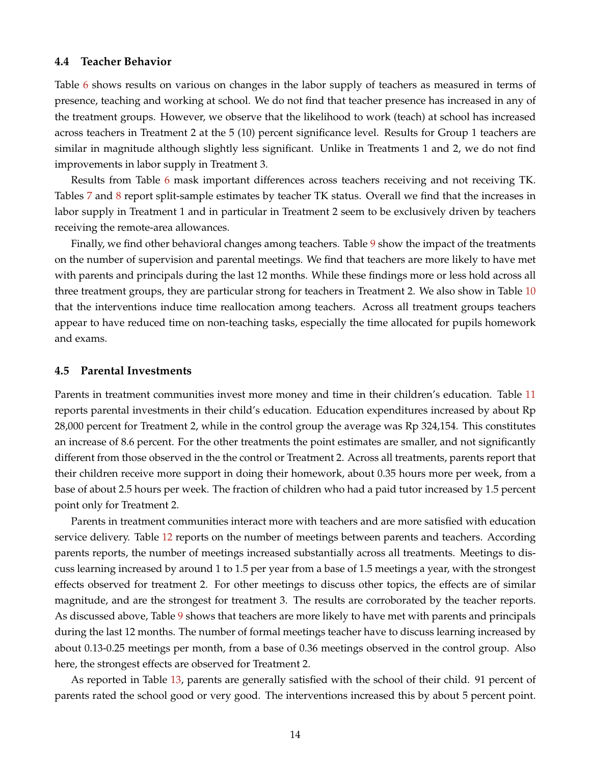### 4.4 Teacher Behavior

Table 6 shows results on various on changes in the labor supply of teachers as measured in terms of presence, teaching and working at school. We do not find that teacher presence has increased in any of the treatment groups. However, we observe that the likelihood to work (teach) at school has increased across teachers in Treatment 2 at the 5 (10) percent significance level. Results for Group 1 teachers are similar in magnitude although slightly less significant. Unlike in Treatments 1 and 2, we do not find improvements in labor supply in Treatment 3.

Results from Table 6 mask important differences across teachers receiving and not receiving TK. Tables 7 and 8 report split-sample estimates by teacher TK status. Overall we find that the increases in labor supply in Treatment 1 and in particular in Treatment 2 seem to be exclusively driven by teachers receiving the remote-area allowances.

Finally, we find other behavioral changes among teachers. Table 9 show the impact of the treatments on the number of supervision and parental meetings. We find that teachers are more likely to have met with parents and principals during the last 12 months. While these findings more or less hold across all three treatment groups, they are particular strong for teachers in Treatment 2. We also show in Table 10 that the interventions induce time reallocation among teachers. Across all treatment groups teachers appear to have reduced time on non-teaching tasks, especially the time allocated for pupils homework and exams.

### 4.5 Parental Investments

Parents in treatment communities invest more money and time in their children's education. Table 11 reports parental investments in their child's education. Education expenditures increased by about Rp 28,000 percent for Treatment 2, while in the control group the average was Rp 324,154. This constitutes an increase of 8.6 percent. For the other treatments the point estimates are smaller, and not significantly different from those observed in the the control or Treatment 2. Across all treatments, parents report that their children receive more support in doing their homework, about 0.35 hours more per week, from a base of about 2.5 hours per week. The fraction of children who had a paid tutor increased by 1.5 percent point only for Treatment 2.

Parents in treatment communities interact more with teachers and are more satisfied with education service delivery. Table 12 reports on the number of meetings between parents and teachers. According parents reports, the number of meetings increased substantially across all treatments. Meetings to discuss learning increased by around 1 to 1.5 per year from a base of 1.5 meetings a year, with the strongest effects observed for treatment 2. For other meetings to discuss other topics, the effects are of similar magnitude, and are the strongest for treatment 3. The results are corroborated by the teacher reports. As discussed above, Table 9 shows that teachers are more likely to have met with parents and principals during the last 12 months. The number of formal meetings teacher have to discuss learning increased by about 0.13-0.25 meetings per month, from a base of 0.36 meetings observed in the control group. Also here, the strongest effects are observed for Treatment 2.

As reported in Table 13, parents are generally satisfied with the school of their child. 91 percent of parents rated the school good or very good. The interventions increased this by about 5 percent point.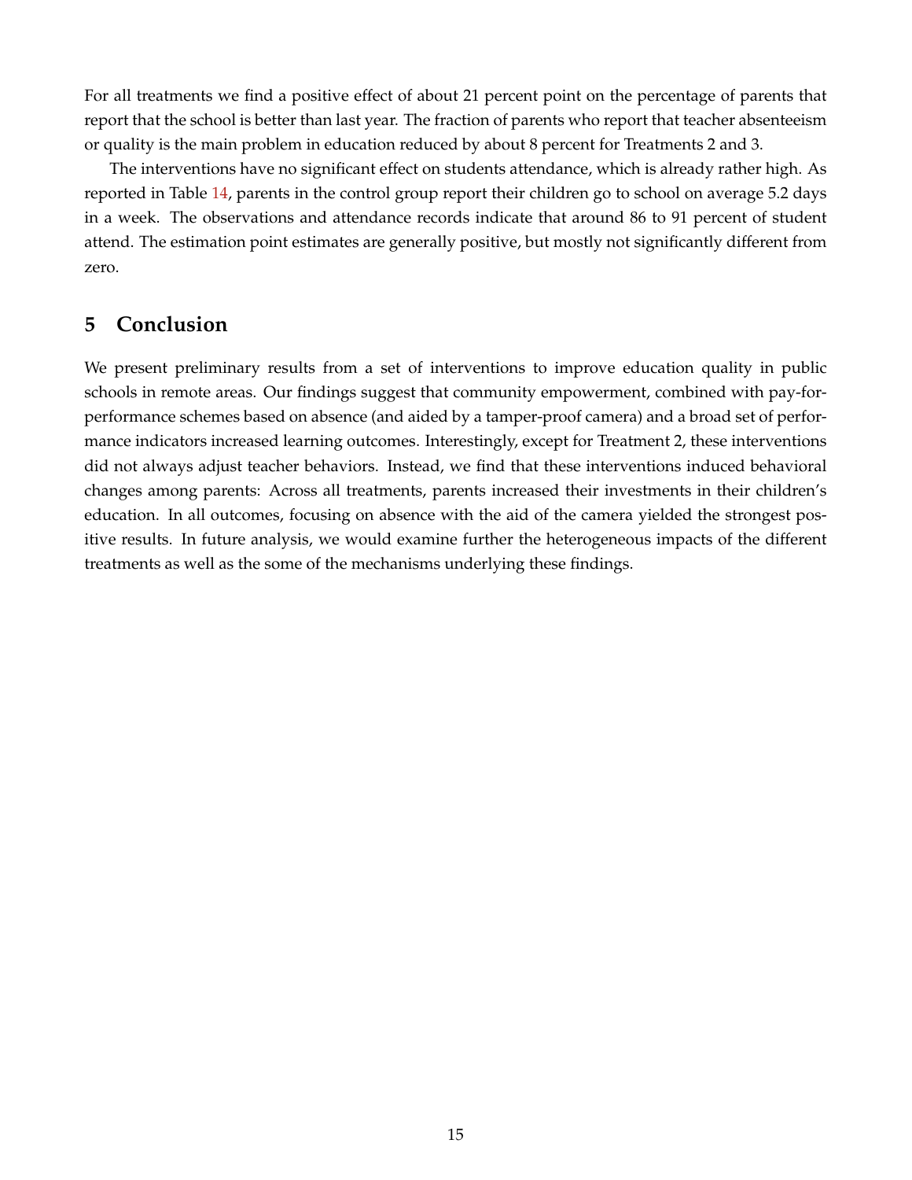For all treatments we find a positive effect of about 21 percent point on the percentage of parents that report that the school is better than last year. The fraction of parents who report that teacher absenteeism or quality is the main problem in education reduced by about 8 percent for Treatments 2 and 3.

The interventions have no significant effect on students attendance, which is already rather high. As reported in Table 14, parents in the control group report their children go to school on average 5.2 days in a week. The observations and attendance records indicate that around 86 to 91 percent of student attend. The estimation point estimates are generally positive, but mostly not significantly different from zero.

## 5 Conclusion

We present preliminary results from a set of interventions to improve education quality in public schools in remote areas. Our findings suggest that community empowerment, combined with pay-for-performance schemes based on absence (and aided by a tamper-proof camera) and a broad set of performance indicators increased learning outcomes. Interestingly, except for Treatment 2, these interventions did not always adjust teacher behaviors. Instead, we find that these interventions induced behavioral changes among parents: Across all treatments, parents increased their investments in their children's education. In all outcomes, focusing on absence with the aid of the camera yielded the strongest positive results. In future analysis, we would examine further the heterogeneous impacts of the different treatments as well as the some of the mechanisms underlying these findings.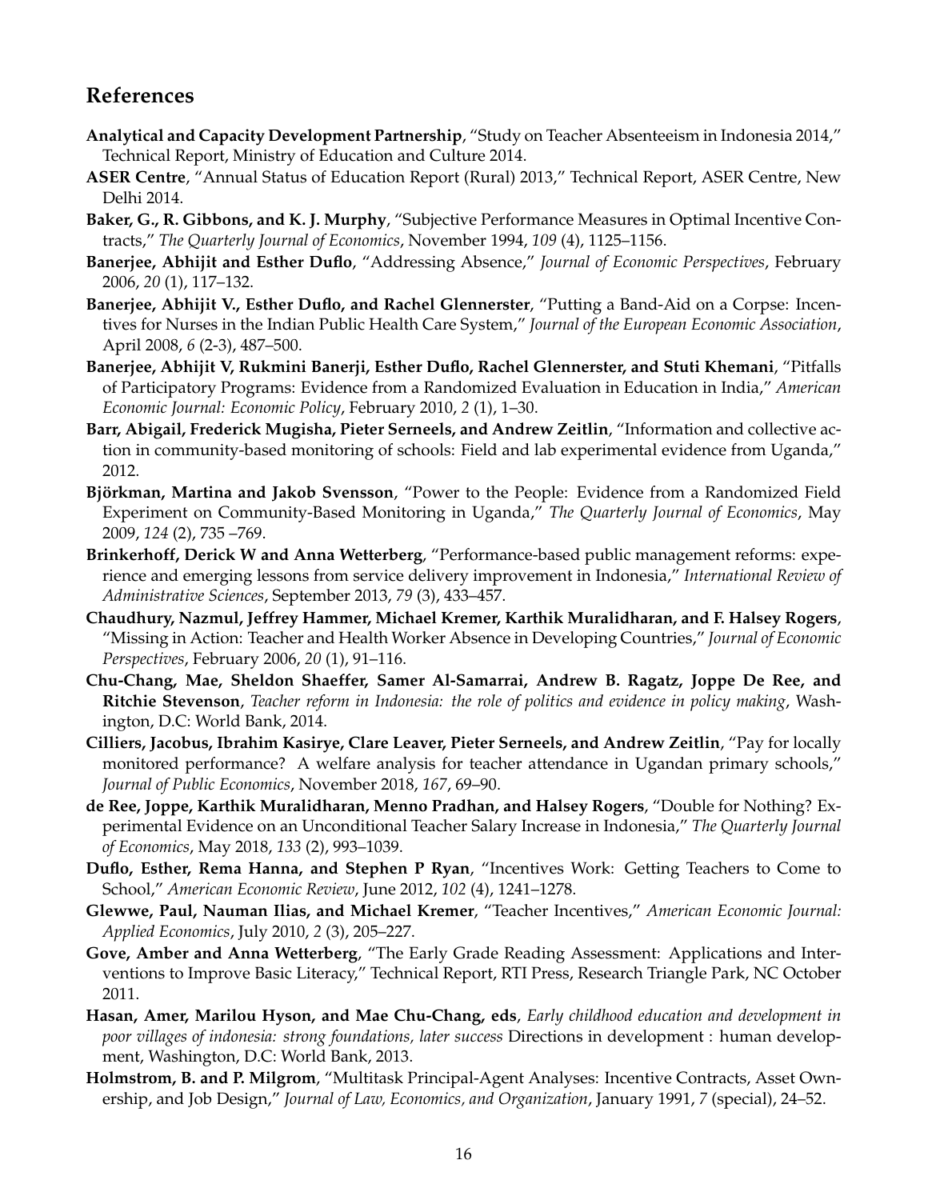## References

**Analytical and Capacity Development Partnership**, "Study on Teacher Absenteeism in Indonesia 2014," Technical Report, Ministry of Education and Culture 2014.

**ASER Centre**, "Annual Status of Education Report (Rural) 2013," Technical Report, ASER Centre, New Delhi 2014.

**Baker, G., R. Gibbons, and K. J. Murphy**, "Subjective Performance Measures in Optimal Incentive Contracts," *The Quarterly Journal of Economics*, November 1994, *109* (4), 1125–1156.

**Banerjee, Abhijit and Esther Duflo**, "Addressing Absence," *Journal of Economic Perspectives*, February 2006, *20* (1), 117–132.

**Banerjee, Abhijit V., Esther Duflo, and Rachel Glennerster**, "Putting a Band-Aid on a Corpse: Incentives for Nurses in the Indian Public Health Care System," *Journal of the European Economic Association*, April 2008, *6* (2-3), 487–500.

**Banerjee, Abhijit V, Rukmini Banerji, Esther Duflo, Rachel Glennerster, and Stuti Khemani**, "Pitfalls of Participatory Programs: Evidence from a Randomized Evaluation in Education in India," *American Economic Journal: Economic Policy*, February 2010, *2* (1), 1–30.

**Barr, Abigail, Frederick Mugisha, Pieter Serneels, and Andrew Zeitlin**, "Information and collective action in community-based monitoring of schools: Field and lab experimental evidence from Uganda," 2012.

**Björkman, Martina and Jakob Svensson**, "Power to the People: Evidence from a Randomized Field Experiment on Community-Based Monitoring in Uganda," *The Quarterly Journal of Economics*, May 2009, *124* (2), 735 –769.

**Brinkerhoff, Derick W and Anna Wetterberg**, "Performance-based public management reforms: experience and emerging lessons from service delivery improvement in Indonesia," *International Review of Administrative Sciences*, September 2013, *79* (3), 433–457.

**Chaudhury, Nazmul, Jeffrey Hammer, Michael Kremer, Karthik Muralidharan, and F. Halsey Rogers**, "Missing in Action: Teacher and Health Worker Absence in Developing Countries," *Journal of Economic Perspectives*, February 2006, *20* (1), 91–116.

**Chu-Chang, Mae, Sheldon Shaeffer, Samer Al-Samarrai, Andrew B. Ragatz, Joppe De Ree, and Ritchie Stevenson**, *Teacher reform in Indonesia: the role of politics and evidence in policy making*, Washington, D.C: World Bank, 2014.

**Cilliers, Jacobus, Ibrahim Kasirye, Clare Leaver, Pieter Serneels, and Andrew Zeitlin**, "Pay for locally monitored performance? A welfare analysis for teacher attendance in Ugandan primary schools," *Journal of Public Economics*, November 2018, *167*, 69–90.

**de Ree, Joppe, Karthik Muralidharan, Menno Pradhan, and Halsey Rogers**, "Double for Nothing? Experimental Evidence on an Unconditional Teacher Salary Increase in Indonesia," *The Quarterly Journal of Economics*, May 2018, *133* (2), 993–1039.

**Duflo, Esther, Rema Hanna, and Stephen P Ryan**, "Incentives Work: Getting Teachers to Come to School," *American Economic Review*, June 2012, *102* (4), 1241–1278.

**Glewwe, Paul, Nauman Ilias, and Michael Kremer**, "Teacher Incentives," *American Economic Journal: Applied Economics*, July 2010, *2* (3), 205–227.

**Gove, Amber and Anna Wetterberg**, "The Early Grade Reading Assessment: Applications and Interventions to Improve Basic Literacy," Technical Report, RTI Press, Research Triangle Park, NC October 2011.

**Hasan, Amer, Marilou Hyson, and Mae Chu-Chang, eds**, *Early childhood education and development in poor villages of indonesia: strong foundations, later success* Directions in development : human development, Washington, D.C: World Bank, 2013.

**Holmstrom, B. and P. Milgrom**, "Multitask Principal-Agent Analyses: Incentive Contracts, Asset Ownership, and Job Design," *Journal of Law, Economics, and Organization*, January 1991, *7* (special), 24–52.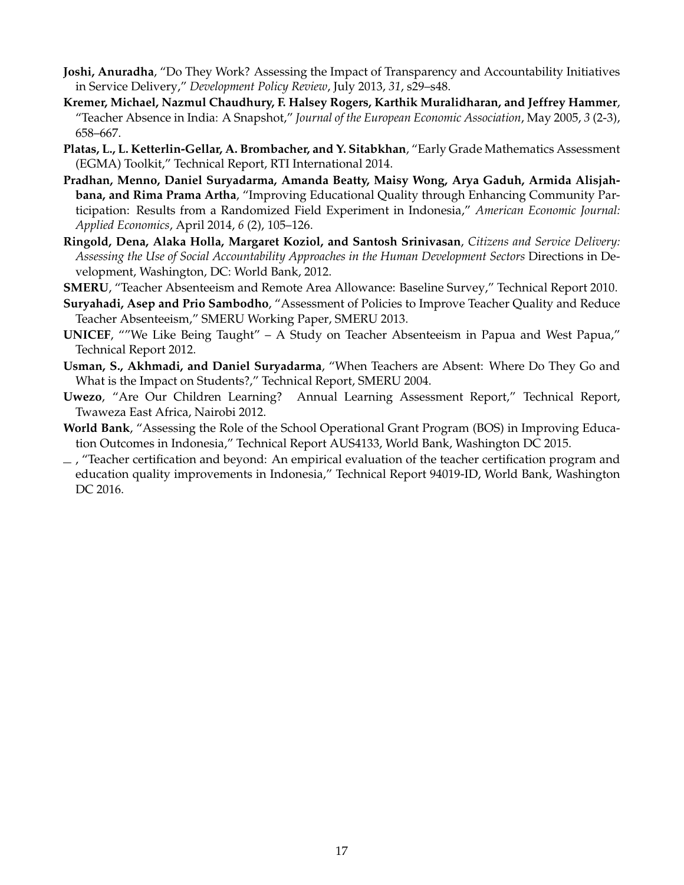**Joshi, Anuradha**, "Do They Work? Assessing the Impact of Transparency and Accountability Initiatives in Service Delivery," *Development Policy Review*, July 2013, *31*, s29–s48.

**Kremer, Michael, Nazmul Chaudhury, F. Halsey Rogers, Karthik Muralidharan, and Jeffrey Hammer**, "Teacher Absence in India: A Snapshot," *Journal of the European Economic Association*, May 2005, *3* (2-3), 658–667.

**Platas, L., L. Ketterlin-Gellar, A. Brombacher, and Y. Sitabkhan**, "Early Grade Mathematics Assessment (EGMA) Toolkit," Technical Report, RTI International 2014.

**Pradhan, Menno, Daniel Suryadarma, Amanda Beatty, Maisy Wong, Arya Gaduh, Armida Alisjahbana, and Rima Prama Artha**, "Improving Educational Quality through Enhancing Community Participation: Results from a Randomized Field Experiment in Indonesia," *American Economic Journal: Applied Economics*, April 2014, *6* (2), 105–126.

**Ringold, Dena, Alaka Holla, Margaret Koziol, and Santosh Srinivasan**, *Citizens and Service Delivery: Assessing the Use of Social Accountability Approaches in the Human Development Sectors* Directions in Development, Washington, DC: World Bank, 2012.

**SMERU**, "Teacher Absenteeism and Remote Area Allowance: Baseline Survey," Technical Report 2010.

**Suryahadi, Asep and Prio Sambodho**, "Assessment of Policies to Improve Teacher Quality and Reduce Teacher Absenteeism," SMERU Working Paper, SMERU 2013.

**UNICEF**, ""We Like Being Taught" – A Study on Teacher Absenteeism in Papua and West Papua," Technical Report 2012.

**Usman, S., Akhmadi, and Daniel Suryadarma**, "When Teachers are Absent: Where Do They Go and What is the Impact on Students?," Technical Report, SMERU 2004.

**Uwezo**, "Are Our Children Learning? Annual Learning Assessment Report," Technical Report, Twaweza East Africa, Nairobi 2012.

**World Bank**, "Assessing the Role of the School Operational Grant Program (BOS) in Improving Education Outcomes in Indonesia," Technical Report AUS4133, World Bank, Washington DC 2015.

_ , "Teacher certification and beyond: An empirical evaluation of the teacher certification program and education quality improvements in Indonesia," Technical Report 94019-ID, World Bank, Washington DC 2016.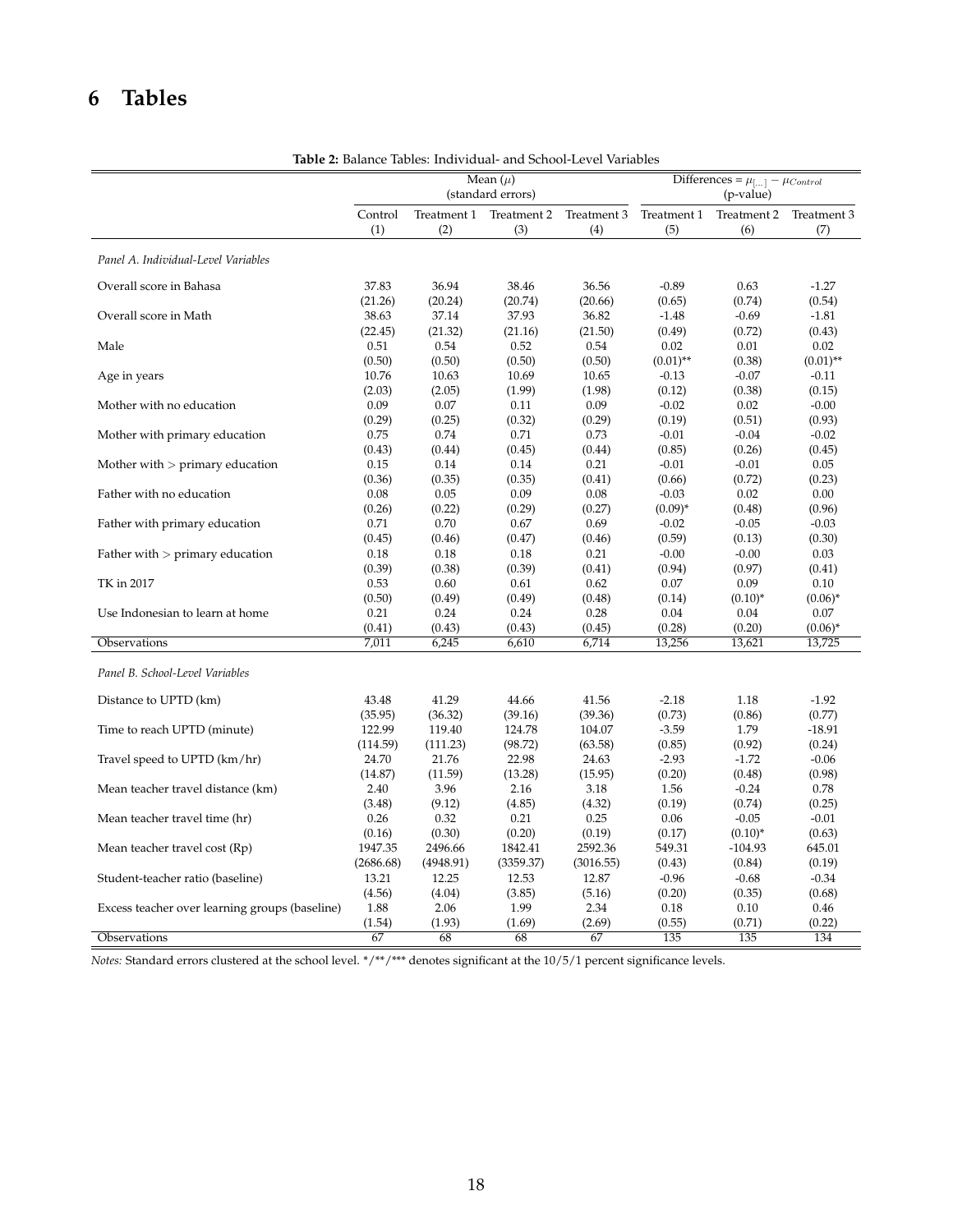# 6 Tables

**Table 2:** Balance Tables: Individual- and School-Level Variables

| | Mean ($\mu$) (standard errors) | | | | Differences = $\mu_{[...]} - \mu_{Control}$ (p-value) | | |
|---|---|---|---|---|---|---|---|
| | Control | Treatment 1 | Treatment 2 | Treatment 3 | Treatment 1 | Treatment 2 | Treatment 3 |
| | (1) | (2) | (3) | (4) | (5) | (6) | (7) |
| *Panel A. Individual-Level Variables* | | | | | | | |
| Overall score in Bahasa | 37.83 | 36.94 | 38.46 | 36.56 | -0.89 | 0.63 | -1.27 |
| | (21.26) | (20.24) | (20.74) | (20.66) | (0.65) | (0.74) | (0.54) |
| Overall score in Math | 38.63 | 37.14 | 37.93 | 36.82 | -1.48 | -0.69 | -1.81 |
| | (22.45) | (21.32) | (21.16) | (21.50) | (0.49) | (0.72) | (0.43) |
| Male | 0.51 | 0.54 | 0.52 | 0.54 | 0.02 | 0.01 | 0.02 |
| | (0.50) | (0.50) | (0.50) | (0.50) | (0.01)** | (0.38) | (0.01)** |
| Age in years | 10.76 | 10.63 | 10.69 | 10.65 | -0.13 | -0.07 | -0.11 |
| | (2.03) | (2.05) | (1.99) | (1.98) | (0.12) | (0.38) | (0.15) |
| Mother with no education | 0.09 | 0.07 | 0.11 | 0.09 | -0.02 | 0.02 | -0.00 |
| | (0.29) | (0.25) | (0.32) | (0.29) | (0.19) | (0.51) | (0.93) |
| Mother with primary education | 0.75 | 0.74 | 0.71 | 0.73 | -0.01 | -0.04 | -0.02 |
| | (0.43) | (0.44) | (0.45) | (0.44) | (0.85) | (0.26) | (0.45) |
| Mother with > primary education | 0.15 | 0.14 | 0.14 | 0.21 | -0.01 | -0.01 | 0.05 |
| | (0.36) | (0.35) | (0.35) | (0.41) | (0.66) | (0.72) | (0.23) |
| Father with no education | 0.08 | 0.05 | 0.09 | 0.08 | -0.03 | 0.02 | 0.00 |
| | (0.26) | (0.22) | (0.29) | (0.27) | (0.09)* | (0.48) | (0.96) |
| Father with primary education | 0.71 | 0.70 | 0.67 | 0.69 | -0.02 | -0.05 | -0.03 |
| | (0.45) | (0.46) | (0.47) | (0.46) | (0.59) | (0.13) | (0.30) |
| Father with > primary education | 0.18 | 0.18 | 0.18 | 0.21 | -0.00 | -0.00 | 0.03 |
| | (0.39) | (0.38) | (0.39) | (0.41) | (0.94) | (0.97) | (0.41) |
| TK in 2017 | 0.53 | 0.60 | 0.61 | 0.62 | 0.07 | 0.09 | 0.10 |
| | (0.50) | (0.49) | (0.49) | (0.48) | (0.14) | (0.10)* | (0.06)* |
| Use Indonesian to learn at home | 0.21 | 0.24 | 0.24 | 0.28 | 0.04 | 0.04 | 0.07 |
| | (0.41) | (0.43) | (0.43) | (0.45) | (0.28) | (0.20) | (0.06)* |
| Observations | 7,011 | 6,245 | 6,610 | 6,714 | 13,256 | 13,621 | 13,725 |
| *Panel B. School-Level Variables* | | | | | | | |
| Distance to UPTD (km) | 43.48 | 41.29 | 44.66 | 41.56 | -2.18 | 1.18 | -1.92 |
| | (35.95) | (36.32) | (39.16) | (39.36) | (0.73) | (0.86) | (0.77) |
| Time to reach UPTD (minute) | 122.99 | 119.40 | 124.78 | 104.07 | -3.59 | 1.79 | -18.91 |
| | (114.59) | (111.23) | (98.72) | (63.58) | (0.85) | (0.92) | (0.24) |
| Travel speed to UPTD (km/hr) | 24.70 | 21.76 | 22.98 | 24.63 | -2.93 | -1.72 | -0.06 |
| | (14.87) | (11.59) | (13.28) | (15.95) | (0.20) | (0.48) | (0.98) |
| Mean teacher travel distance (km) | 2.40 | 3.96 | 2.16 | 3.18 | 1.56 | -0.24 | 0.78 |
| | (3.48) | (9.12) | (4.85) | (4.32) | (0.19) | (0.74) | (0.25) |
| Mean teacher travel time (hr) | 0.26 | 0.32 | 0.21 | 0.25 | 0.06 | -0.05 | -0.01 |
| | (0.16) | (0.30) | (0.20) | (0.19) | (0.17) | (0.10)* | (0.63) |
| Mean teacher travel cost (Rp) | 1947.35 | 2496.66 | 1842.41 | 2592.36 | 549.31 | -104.93 | 645.01 |
| | (2686.68) | (4948.91) | (3359.37) | (3016.55) | (0.43) | (0.84) | (0.19) |
| Student-teacher ratio (baseline) | 13.21 | 12.25 | 12.53 | 12.87 | -0.96 | -0.68 | -0.34 |
| | (4.56) | (4.04) | (3.85) | (5.16) | (0.20) | (0.35) | (0.68) |
| Excess teacher over learning groups (baseline) | 1.88 | 2.06 | 1.99 | 2.34 | 0.18 | 0.10 | 0.46 |
| | (1.54) | (1.93) | (1.69) | (2.69) | (0.55) | (0.71) | (0.22) |
| Observations | 67 | 68 | 68 | 67 | 135 | 135 | 134 |

*Notes:* Standard errors clustered at the school level. */**/*** denotes significant at the 10/5/1 percent significance levels.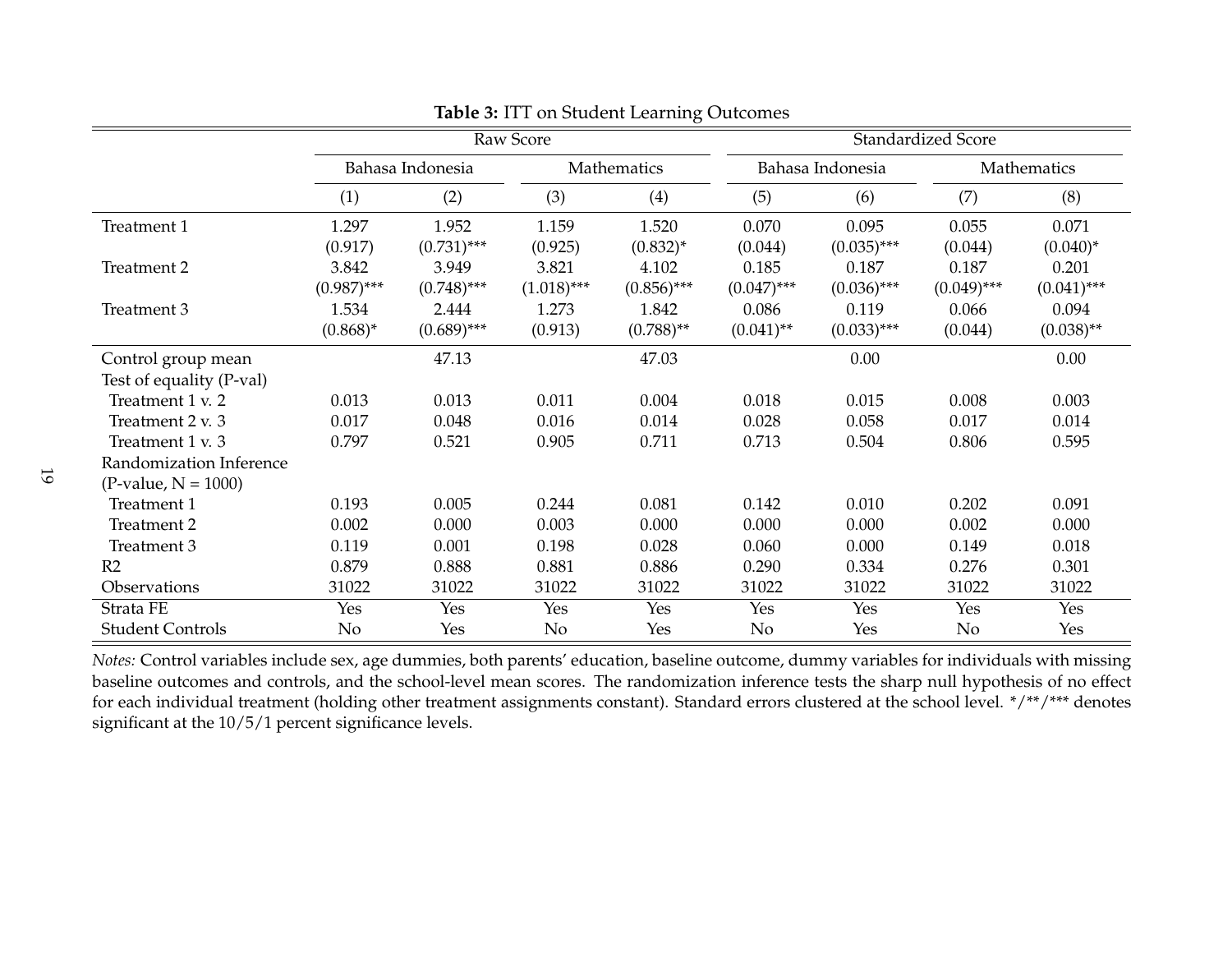**Table 3:** ITT on Student Learning Outcomes

| | Raw Score | | | | Standardized Score | | | |
|---|---|---|---|---|---|---|---|---|
| | Bahasa Indonesia | | Mathematics | | Bahasa Indonesia | | Mathematics | |
| | (1) | (2) | (3) | (4) | (5) | (6) | (7) | (8) |
| Treatment 1 | 1.297 | 1.952 | 1.159 | 1.520 | 0.070 | 0.095 | 0.055 | 0.071 |
| | (0.917) | (0.731)*** | (0.925) | (0.832)* | (0.044) | (0.035)*** | (0.044) | (0.040)* |
| Treatment 2 | 3.842 | 3.949 | 3.821 | 4.102 | 0.185 | 0.187 | 0.187 | 0.201 |
| | (0.987)*** | (0.748)*** | (1.018)*** | (0.856)*** | (0.047)*** | (0.036)*** | (0.049)*** | (0.041)*** |
| Treatment 3 | 1.534 | 2.444 | 1.273 | 1.842 | 0.086 | 0.119 | 0.066 | 0.094 |
| | (0.868)* | (0.689)*** | (0.913) | (0.788)** | (0.041)** | (0.033)*** | (0.044) | (0.038)** |
| Control group mean | | 47.13 | | 47.03 | | 0.00 | | 0.00 |
| Test of equality (P-val) | | | | | | | | |
| Treatment 1 v. 2 | 0.013 | 0.013 | 0.011 | 0.004 | 0.018 | 0.015 | 0.008 | 0.003 |
| Treatment 2 v. 3 | 0.017 | 0.048 | 0.016 | 0.014 | 0.028 | 0.058 | 0.017 | 0.014 |
| Treatment 1 v. 3 | 0.797 | 0.521 | 0.905 | 0.711 | 0.713 | 0.504 | 0.806 | 0.595 |
| Randomization Inference (P-value, N = 1000) | | | | | | | | |
| Treatment 1 | 0.193 | 0.005 | 0.244 | 0.081 | 0.142 | 0.010 | 0.202 | 0.091 |
| Treatment 2 | 0.002 | 0.000 | 0.003 | 0.000 | 0.000 | 0.000 | 0.002 | 0.000 |
| Treatment 3 | 0.119 | 0.001 | 0.198 | 0.028 | 0.060 | 0.000 | 0.149 | 0.018 |
| R2 | 0.879 | 0.888 | 0.881 | 0.886 | 0.290 | 0.334 | 0.276 | 0.301 |
| Observations | 31022 | 31022 | 31022 | 31022 | 31022 | 31022 | 31022 | 31022 |
| Strata FE | Yes | Yes | Yes | Yes | Yes | Yes | Yes | Yes |
| Student Controls | No | Yes | No | Yes | No | Yes | No | Yes |

*Notes:* Control variables include sex, age dummies, both parents' education, baseline outcome, dummy variables for individuals with missing baseline outcomes and controls, and the school-level mean scores. The randomization inference tests the sharp null hypothesis of no effect for each individual treatment (holding other treatment assignments constant). Standard errors clustered at the school level. */**/*** denotes significant at the 10/5/1 percent significance levels.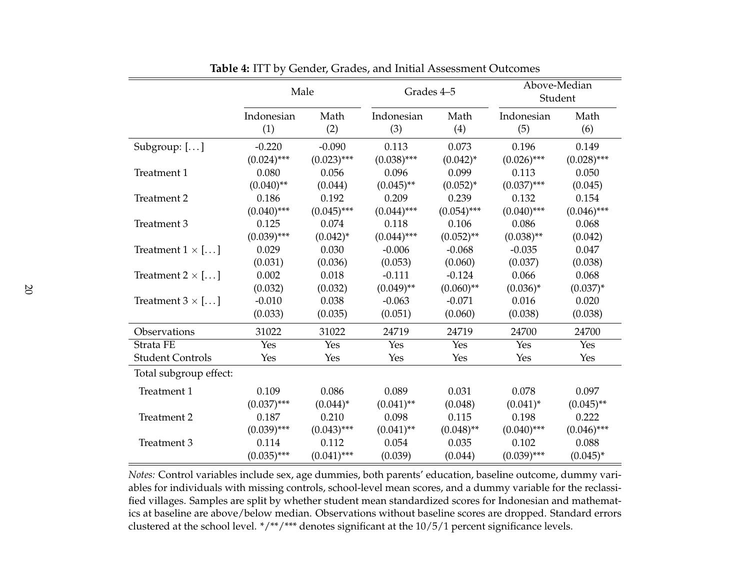**Table 4:** ITT by Gender, Grades, and Initial Assessment Outcomes

| | Male | | Grades 4–5 | | Above-Median Student | |
|---|---|---|---|---|---|---|
| | Indonesian | Math | Indonesian | Math | Indonesian | Math |
| | (1) | (2) | (3) | (4) | (5) | (6) |
| Subgroup: [. . . ] | -0.220 | -0.090 | 0.113 | 0.073 | 0.196 | 0.149 |
| | (0.024)*** | (0.023)*** | (0.038)*** | (0.042)* | (0.026)*** | (0.028)*** |
| Treatment 1 | 0.080 | 0.056 | 0.096 | 0.099 | 0.113 | 0.050 |
| | (0.040)** | (0.044) | (0.045)** | (0.052)* | (0.037)*** | (0.045) |
| Treatment 2 | 0.186 | 0.192 | 0.209 | 0.239 | 0.132 | 0.154 |
| | (0.040)*** | (0.045)*** | (0.044)*** | (0.054)*** | (0.040)*** | (0.046)*** |
| Treatment 3 | 0.125 | 0.074 | 0.118 | 0.106 | 0.086 | 0.068 |
| | (0.039)*** | (0.042)* | (0.044)*** | (0.052)** | (0.038)** | (0.042) |
| Treatment 1 × [. . . ] | 0.029 | 0.030 | -0.006 | -0.068 | -0.035 | 0.047 |
| | (0.031) | (0.036) | (0.053) | (0.060) | (0.037) | (0.038) |
| Treatment 2 × [. . . ] | 0.002 | 0.018 | -0.111 | -0.124 | 0.066 | 0.068 |
| | (0.032) | (0.032) | (0.049)** | (0.060)** | (0.036)* | (0.037)* |
| Treatment 3 × [. . . ] | -0.010 | 0.038 | -0.063 | -0.071 | 0.016 | 0.020 |
| | (0.033) | (0.035) | (0.051) | (0.060) | (0.038) | (0.038) |
| Observations | 31022 | 31022 | 24719 | 24719 | 24700 | 24700 |
| Strata FE | Yes | Yes | Yes | Yes | Yes | Yes |
| Student Controls | Yes | Yes | Yes | Yes | Yes | Yes |
| Total subgroup effect: | | | | | | |
| Treatment 1 | 0.109 | 0.086 | 0.089 | 0.031 | 0.078 | 0.097 |
| | (0.037)*** | (0.044)* | (0.041)** | (0.048) | (0.041)* | (0.045)** |
| Treatment 2 | 0.187 | 0.210 | 0.098 | 0.115 | 0.198 | 0.222 |
| | (0.039)*** | (0.043)*** | (0.041)** | (0.048)** | (0.040)*** | (0.046)*** |
| Treatment 3 | 0.114 | 0.112 | 0.054 | 0.035 | 0.102 | 0.088 |
| | (0.035)*** | (0.041)*** | (0.039) | (0.044) | (0.039)*** | (0.045)* |

*Notes:* Control variables include sex, age dummies, both parents' education, baseline outcome, dummy variables for individuals with missing controls, school-level mean scores, and a dummy variable for the reclassified villages. Samples are split by whether student mean standardized scores for Indonesian and mathematics at baseline are above/below median. Observations without baseline scores are dropped. Standard errors clustered at the school level. */**/*** denotes significant at the 10/5/1 percent significance levels.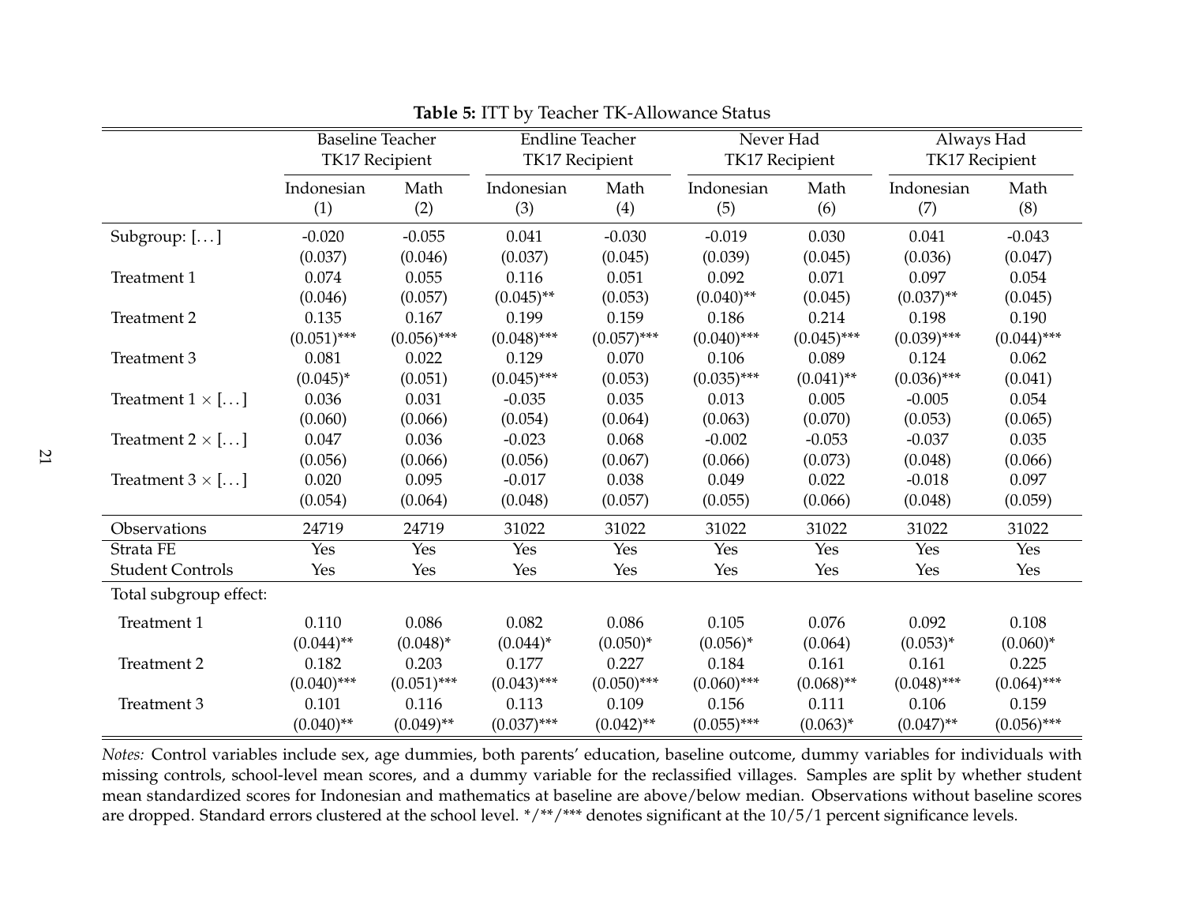**Table 5:** ITT by Teacher TK-Allowance Status

| | Baseline Teacher TK17 Recipient | | Endline Teacher TK17 Recipient | | Never Had TK17 Recipient | | Always Had TK17 Recipient | |
|---|---|---|---|---|---|---|---|---|
| | Indonesian | Math | Indonesian | Math | Indonesian | Math | Indonesian | Math |
| | (1) | (2) | (3) | (4) | (5) | (6) | (7) | (8) |
| Subgroup: [...] | -0.020 | -0.055 | 0.041 | -0.030 | -0.019 | 0.030 | 0.041 | -0.043 |
| | (0.037) | (0.046) | (0.037) | (0.045) | (0.039) | (0.045) | (0.036) | (0.047) |
| Treatment 1 | 0.074 | 0.055 | 0.116 | 0.051 | 0.092 | 0.071 | 0.097 | 0.054 |
| | (0.046) | (0.057) | (0.045)** | (0.053) | (0.040)** | (0.045) | (0.037)** | (0.045) |
| Treatment 2 | 0.135 | 0.167 | 0.199 | 0.159 | 0.186 | 0.214 | 0.198 | 0.190 |
| | (0.051)*** | (0.056)*** | (0.048)*** | (0.057)*** | (0.040)*** | (0.045)*** | (0.039)*** | (0.044)*** |
| Treatment 3 | 0.081 | 0.022 | 0.129 | 0.070 | 0.106 | 0.089 | 0.124 | 0.062 |
| | (0.045)* | (0.051) | (0.045)*** | (0.053) | (0.035)*** | (0.041)** | (0.036)*** | (0.041) |
| Treatment 1 × [...] | 0.036 | 0.031 | -0.035 | 0.035 | 0.013 | 0.005 | -0.005 | 0.054 |
| | (0.060) | (0.066) | (0.054) | (0.064) | (0.063) | (0.070) | (0.053) | (0.065) |
| Treatment 2 × [...] | 0.047 | 0.036 | -0.023 | 0.068 | -0.002 | -0.053 | -0.037 | 0.035 |
| | (0.056) | (0.066) | (0.056) | (0.067) | (0.066) | (0.073) | (0.048) | (0.066) |
| Treatment 3 × [...] | 0.020 | 0.095 | -0.017 | 0.038 | 0.049 | 0.022 | -0.018 | 0.097 |
| | (0.054) | (0.064) | (0.048) | (0.057) | (0.055) | (0.066) | (0.048) | (0.059) |
| Observations | 24719 | 24719 | 31022 | 31022 | 31022 | 31022 | 31022 | 31022 |
| Strata FE | Yes | Yes | Yes | Yes | Yes | Yes | Yes | Yes |
| Student Controls | Yes | Yes | Yes | Yes | Yes | Yes | Yes | Yes |
| Total subgroup effect: | | | | | | | | |
| Treatment 1 | 0.110 | 0.086 | 0.082 | 0.086 | 0.105 | 0.076 | 0.092 | 0.108 |
| | (0.044)** | (0.048)* | (0.044)* | (0.050)* | (0.056)* | (0.064) | (0.053)* | (0.060)* |
| Treatment 2 | 0.182 | 0.203 | 0.177 | 0.227 | 0.184 | 0.161 | 0.161 | 0.225 |
| | (0.040)*** | (0.051)*** | (0.043)*** | (0.050)*** | (0.060)*** | (0.068)** | (0.048)*** | (0.064)*** |
| Treatment 3 | 0.101 | 0.116 | 0.113 | 0.109 | 0.156 | 0.111 | 0.106 | 0.159 |
| | (0.040)** | (0.049)** | (0.037)*** | (0.042)** | (0.055)*** | (0.063)* | (0.047)** | (0.056)*** |

*Notes:* Control variables include sex, age dummies, both parents' education, baseline outcome, dummy variables for individuals with missing controls, school-level mean scores, and a dummy variable for the reclassified villages. Samples are split by whether student mean standardized scores for Indonesian and mathematics at baseline are above/below median. Observations without baseline scores are dropped. Standard errors clustered at the school level. */**/*** denotes significant at the 10/5/1 percent significance levels.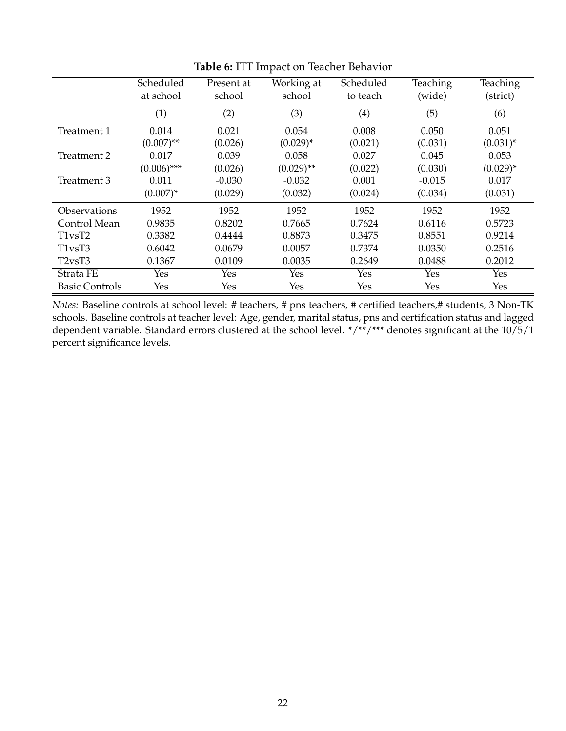**Table 6:** ITT Impact on Teacher Behavior

| | Scheduled at school | Present at school | Working at school | Scheduled to teach | Teaching (wide) | Teaching (strict) |
|---|---|---|---|---|---|---|
| | (1) | (2) | (3) | (4) | (5) | (6) |
| Treatment 1 | 0.014 | 0.021 | 0.054 | 0.008 | 0.050 | 0.051 |
| | (0.007)** | (0.026) | (0.029)* | (0.021) | (0.031) | (0.031)* |
| Treatment 2 | 0.017 | 0.039 | 0.058 | 0.027 | 0.045 | 0.053 |
| | (0.006)*** | (0.026) | (0.029)** | (0.022) | (0.030) | (0.029)* |
| Treatment 3 | 0.011 | -0.030 | -0.032 | 0.001 | -0.015 | 0.017 |
| | (0.007)* | (0.029) | (0.032) | (0.024) | (0.034) | (0.031) |
| Observations | 1952 | 1952 | 1952 | 1952 | 1952 | 1952 |
| Control Mean | 0.9835 | 0.8202 | 0.7665 | 0.7624 | 0.6116 | 0.5723 |
| T1vsT2 | 0.3382 | 0.4444 | 0.8873 | 0.3475 | 0.8551 | 0.9214 |
| T1vsT3 | 0.6042 | 0.0679 | 0.0057 | 0.7374 | 0.0350 | 0.2516 |
| T2vsT3 | 0.1367 | 0.0109 | 0.0035 | 0.2649 | 0.0488 | 0.2012 |
| Strata FE | Yes | Yes | Yes | Yes | Yes | Yes |
| Basic Controls | Yes | Yes | Yes | Yes | Yes | Yes |

*Notes:* Baseline controls at school level: # teachers, # pns teachers, # certified teachers,# students, 3 Non-TK schools. Baseline controls at teacher level: Age, gender, marital status, pns and certification status and lagged dependent variable. Standard errors clustered at the school level. */**/*** denotes significant at the 10/5/1 percent significance levels.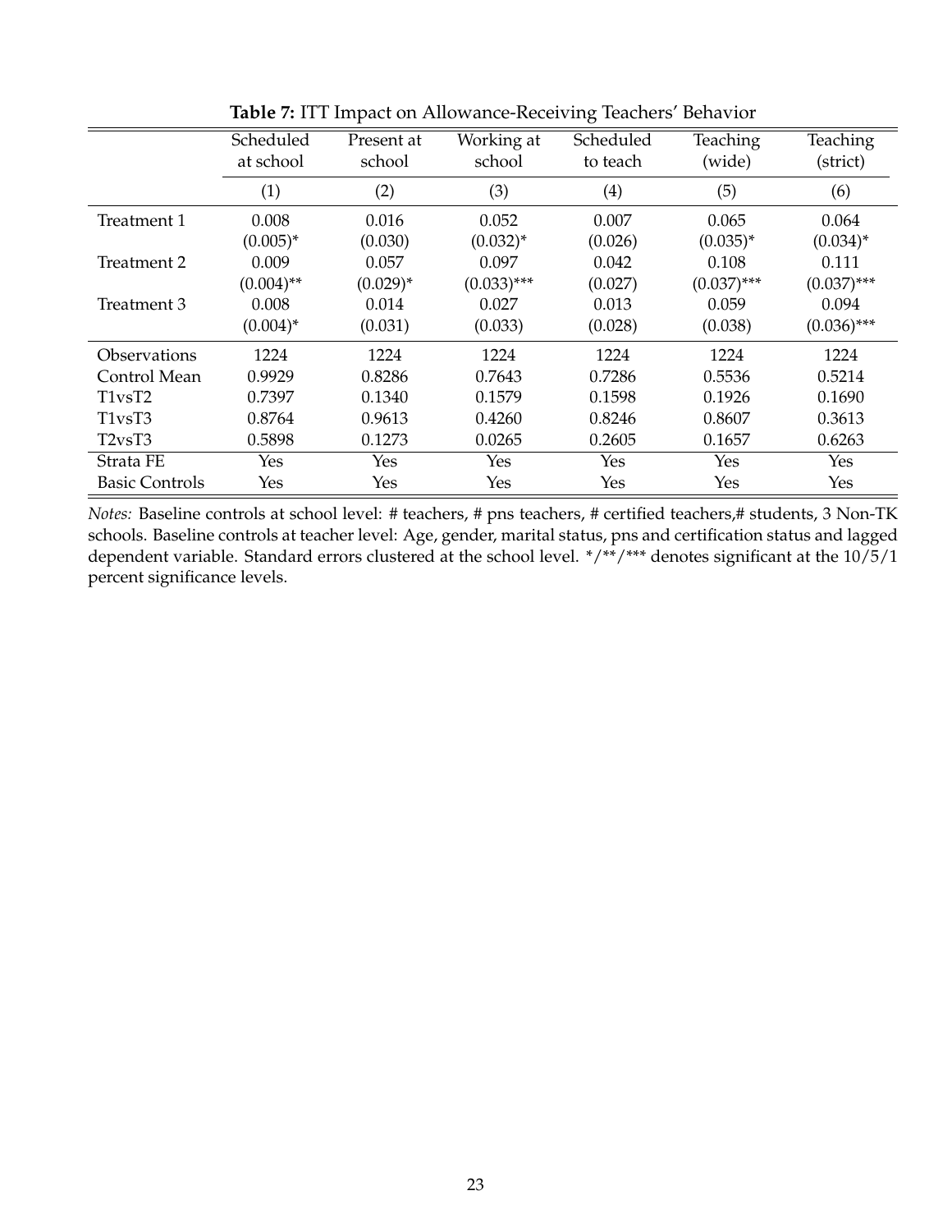**Table 7:** ITT Impact on Allowance-Receiving Teachers' Behavior

| | Scheduled at school | Present at school | Working at school | Scheduled to teach | Teaching (wide) | Teaching (strict) |
|---|---|---|---|---|---|---|
| | (1) | (2) | (3) | (4) | (5) | (6) |
| Treatment 1 | 0.008 | 0.016 | 0.052 | 0.007 | 0.065 | 0.064 |
| | (0.005)* | (0.030) | (0.032)* | (0.026) | (0.035)* | (0.034)* |
| Treatment 2 | 0.009 | 0.057 | 0.097 | 0.042 | 0.108 | 0.111 |
| | (0.004)** | (0.029)* | (0.033)*** | (0.027) | (0.037)*** | (0.037)*** |
| Treatment 3 | 0.008 | 0.014 | 0.027 | 0.013 | 0.059 | 0.094 |
| | (0.004)* | (0.031) | (0.033) | (0.028) | (0.038) | (0.036)*** |
| Observations | 1224 | 1224 | 1224 | 1224 | 1224 | 1224 |
| Control Mean | 0.9929 | 0.8286 | 0.7643 | 0.7286 | 0.5536 | 0.5214 |
| T1vsT2 | 0.7397 | 0.1340 | 0.1579 | 0.1598 | 0.1926 | 0.1690 |
| T1vsT3 | 0.8764 | 0.9613 | 0.4260 | 0.8246 | 0.8607 | 0.3613 |
| T2vsT3 | 0.5898 | 0.1273 | 0.0265 | 0.2605 | 0.1657 | 0.6263 |
| Strata FE | Yes | Yes | Yes | Yes | Yes | Yes |
| Basic Controls | Yes | Yes | Yes | Yes | Yes | Yes |

*Notes:* Baseline controls at school level: # teachers, # pns teachers, # certified teachers,# students, 3 Non-TK schools. Baseline controls at teacher level: Age, gender, marital status, pns and certification status and lagged dependent variable. Standard errors clustered at the school level. */**/*** denotes significant at the 10/5/1 percent significance levels.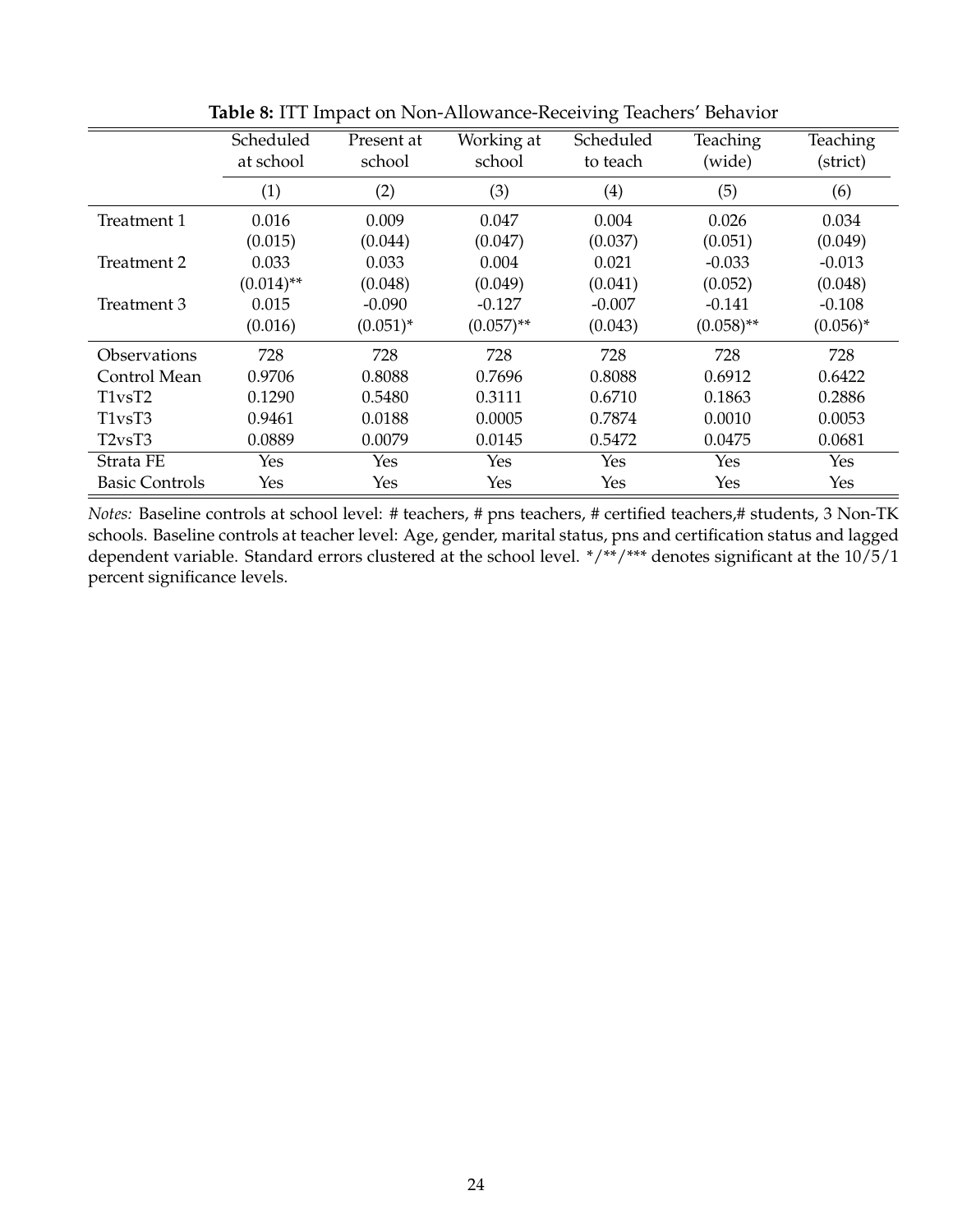**Table 8:** ITT Impact on Non-Allowance-Receiving Teachers' Behavior

| | Scheduled at school | Present at school | Working at school | Scheduled to teach | Teaching (wide) | Teaching (strict) |
|---|---|---|---|---|---|---|
| | (1) | (2) | (3) | (4) | (5) | (6) |
| Treatment 1 | 0.016 | 0.009 | 0.047 | 0.004 | 0.026 | 0.034 |
| | (0.015) | (0.044) | (0.047) | (0.037) | (0.051) | (0.049) |
| Treatment 2 | 0.033 | 0.033 | 0.004 | 0.021 | -0.033 | -0.013 |
| | (0.014)** | (0.048) | (0.049) | (0.041) | (0.052) | (0.048) |
| Treatment 3 | 0.015 | -0.090 | -0.127 | -0.007 | -0.141 | -0.108 |
| | (0.016) | (0.051)* | (0.057)** | (0.043) | (0.058)** | (0.056)* |
| Observations | 728 | 728 | 728 | 728 | 728 | 728 |
| Control Mean | 0.9706 | 0.8088 | 0.7696 | 0.8088 | 0.6912 | 0.6422 |
| T1vsT2 | 0.1290 | 0.5480 | 0.3111 | 0.6710 | 0.1863 | 0.2886 |
| T1vsT3 | 0.9461 | 0.0188 | 0.0005 | 0.7874 | 0.0010 | 0.0053 |
| T2vsT3 | 0.0889 | 0.0079 | 0.0145 | 0.5472 | 0.0475 | 0.0681 |
| Strata FE | Yes | Yes | Yes | Yes | Yes | Yes |
| Basic Controls | Yes | Yes | Yes | Yes | Yes | Yes |

*Notes:* Baseline controls at school level: # teachers, # pns teachers, # certified teachers,# students, 3 Non-TK schools. Baseline controls at teacher level: Age, gender, marital status, pns and certification status and lagged dependent variable. Standard errors clustered at the school level. */**/*** denotes significant at the 10/5/1 percent significance levels.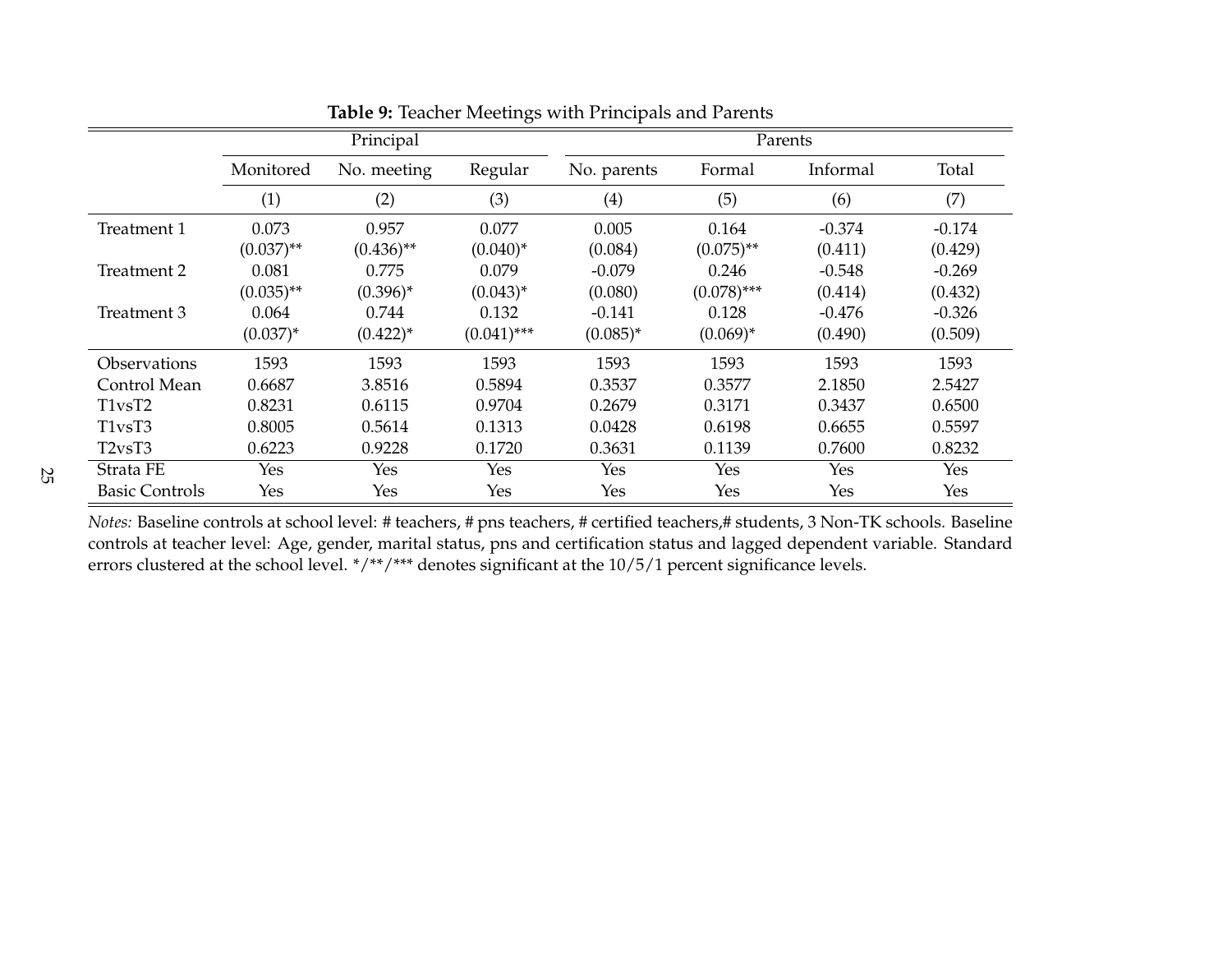**Table 9:** Teacher Meetings with Principals and Parents

| | Principal | | | Parents | | | |
|---|---|---|---|---|---|---|---|
| | Monitored | No. meeting | Regular | No. parents | Formal | Informal | Total |
| | (1) | (2) | (3) | (4) | (5) | (6) | (7) |
| Treatment 1 | 0.073 | 0.957 | 0.077 | 0.005 | 0.164 | -0.374 | -0.174 |
| | (0.037)** | (0.436)** | (0.040)* | (0.084) | (0.075)** | (0.411) | (0.429) |
| Treatment 2 | 0.081 | 0.775 | 0.079 | -0.079 | 0.246 | -0.548 | -0.269 |
| | (0.035)** | (0.396)* | (0.043)* | (0.080) | (0.078)*** | (0.414) | (0.432) |
| Treatment 3 | 0.064 | 0.744 | 0.132 | -0.141 | 0.128 | -0.476 | -0.326 |
| | (0.037)* | (0.422)* | (0.041)*** | (0.085)* | (0.069)* | (0.490) | (0.509) |
| Observations | 1593 | 1593 | 1593 | 1593 | 1593 | 1593 | 1593 |
| Control Mean | 0.6687 | 3.8516 | 0.5894 | 0.3537 | 0.3577 | 2.1850 | 2.5427 |
| T1vsT2 | 0.8231 | 0.6115 | 0.9704 | 0.2679 | 0.3171 | 0.3437 | 0.6500 |
| T1vsT3 | 0.8005 | 0.5614 | 0.1313 | 0.0428 | 0.6198 | 0.6655 | 0.5597 |
| T2vsT3 | 0.6223 | 0.9228 | 0.1720 | 0.3631 | 0.1139 | 0.7600 | 0.8232 |
| Strata FE | Yes | Yes | Yes | Yes | Yes | Yes | Yes |
| Basic Controls | Yes | Yes | Yes | Yes | Yes | Yes | Yes |

*Notes:* Baseline controls at school level: # teachers, # pns teachers, # certified teachers,# students, 3 Non-TK schools. Baseline controls at teacher level: Age, gender, marital status, pns and certification status and lagged dependent variable. Standard errors clustered at the school level. */**/*** denotes significant at the 10/5/1 percent significance levels.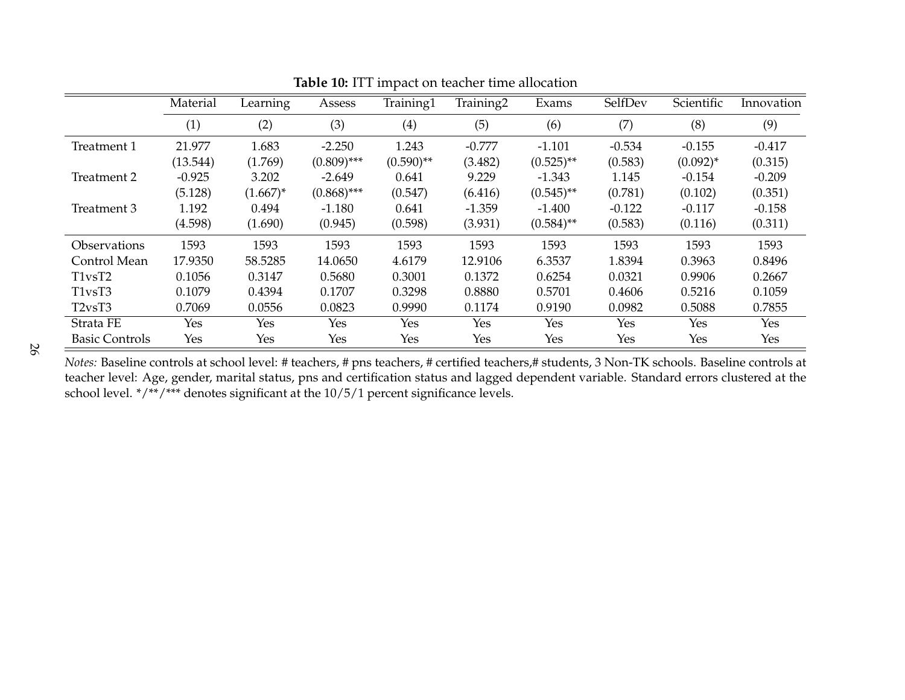**Table 10:** ITT impact on teacher time allocation

| | Material | Learning | Assess | Training1 | Training2 | Exams | SelfDev | Scientific | Innovation |
|---|---|---|---|---|---|---|---|---|---|
| | (1) | (2) | (3) | (4) | (5) | (6) | (7) | (8) | (9) |
| Treatment 1 | 21.977 | 1.683 | -2.250 | 1.243 | -0.777 | -1.101 | -0.534 | -0.155 | -0.417 |
| | (13.544) | (1.769) | (0.809)*** | (0.590)** | (3.482) | (0.525)** | (0.583) | (0.092)* | (0.315) |
| Treatment 2 | -0.925 | 3.202 | -2.649 | 0.641 | 9.229 | -1.343 | 1.145 | -0.154 | -0.209 |
| | (5.128) | (1.667)* | (0.868)*** | (0.547) | (6.416) | (0.545)** | (0.781) | (0.102) | (0.351) |
| Treatment 3 | 1.192 | 0.494 | -1.180 | 0.641 | -1.359 | -1.400 | -0.122 | -0.117 | -0.158 |
| | (4.598) | (1.690) | (0.945) | (0.598) | (3.931) | (0.584)** | (0.583) | (0.116) | (0.311) |
| Observations | 1593 | 1593 | 1593 | 1593 | 1593 | 1593 | 1593 | 1593 | 1593 |
| Control Mean | 17.9350 | 58.5285 | 14.0650 | 4.6179 | 12.9106 | 6.3537 | 1.8394 | 0.3963 | 0.8496 |
| T1vsT2 | 0.1056 | 0.3147 | 0.5680 | 0.3001 | 0.1372 | 0.6254 | 0.0321 | 0.9906 | 0.2667 |
| T1vsT3 | 0.1079 | 0.4394 | 0.1707 | 0.3298 | 0.8880 | 0.5701 | 0.4606 | 0.5216 | 0.1059 |
| T2vsT3 | 0.7069 | 0.0556 | 0.0823 | 0.9990 | 0.1174 | 0.9190 | 0.0982 | 0.5088 | 0.7855 |
| Strata FE | Yes | Yes | Yes | Yes | Yes | Yes | Yes | Yes | Yes |
| Basic Controls | Yes | Yes | Yes | Yes | Yes | Yes | Yes | Yes | Yes |

*Notes:* Baseline controls at school level: # teachers, # pns teachers, # certified teachers,# students, 3 Non-TK schools. Baseline controls at teacher level: Age, gender, marital status, pns and certification status and lagged dependent variable. Standard errors clustered at the school level. */**/*** denotes significant at the 10/5/1 percent significance levels.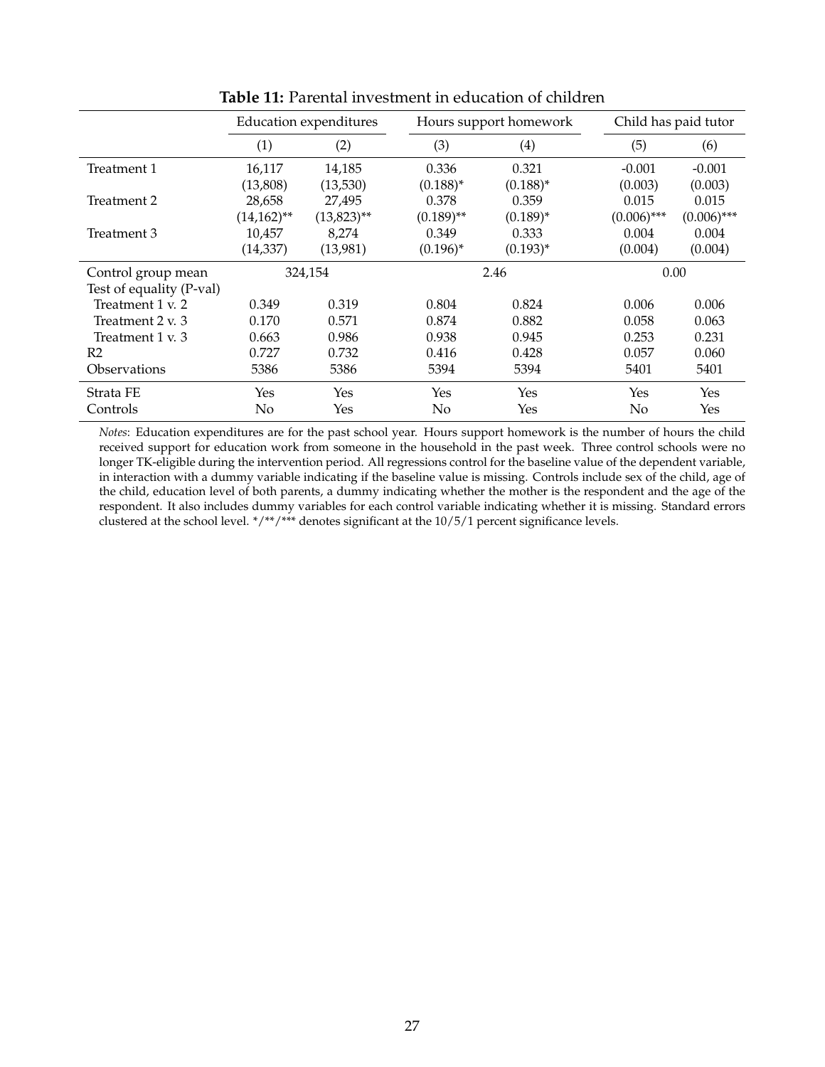**Table 11:** Parental investment in education of children

| | Education expenditures | | Hours support homework | | Child has paid tutor | |
|---|---|---|---|---|---|---|
| | (1) | (2) | (3) | (4) | (5) | (6) |
| Treatment 1 | 16,117 | 14,185 | 0.336 | 0.321 | -0.001 | -0.001 |
| | (13,808) | (13,530) | (0.188)* | (0.188)* | (0.003) | (0.003) |
| Treatment 2 | 28,658 | 27,495 | 0.378 | 0.359 | 0.015 | 0.015 |
| | (14,162)** | (13,823)** | (0.189)** | (0.189)* | (0.006)*** | (0.006)*** |
| Treatment 3 | 10,457 | 8,274 | 0.349 | 0.333 | 0.004 | 0.004 |
| | (14,337) | (13,981) | (0.196)* | (0.193)* | (0.004) | (0.004) |
| Control group mean | 324,154 | | 2.46 | | 0.00 | |
| Test of equality (P-val) | | | | | | |
| Treatment 1 v. 2 | 0.349 | 0.319 | 0.804 | 0.824 | 0.006 | 0.006 |
| Treatment 2 v. 3 | 0.170 | 0.571 | 0.874 | 0.882 | 0.058 | 0.063 |
| Treatment 1 v. 3 | 0.663 | 0.986 | 0.938 | 0.945 | 0.253 | 0.231 |
| R2 | 0.727 | 0.732 | 0.416 | 0.428 | 0.057 | 0.060 |
| Observations | 5386 | 5386 | 5394 | 5394 | 5401 | 5401 |
| Strata FE | Yes | Yes | Yes | Yes | Yes | Yes |
| Controls | No | Yes | No | Yes | No | Yes |

*Notes*: Education expenditures are for the past school year. Hours support homework is the number of hours the child received support for education work from someone in the household in the past week. Three control schools were no longer TK-eligible during the intervention period. All regressions control for the baseline value of the dependent variable, in interaction with a dummy variable indicating if the baseline value is missing. Controls include sex of the child, age of the child, education level of both parents, a dummy indicating whether the mother is the respondent and the age of the respondent. It also includes dummy variables for each control variable indicating whether it is missing. Standard errors clustered at the school level. */**/*** denotes significant at the 10/5/1 percent significance levels.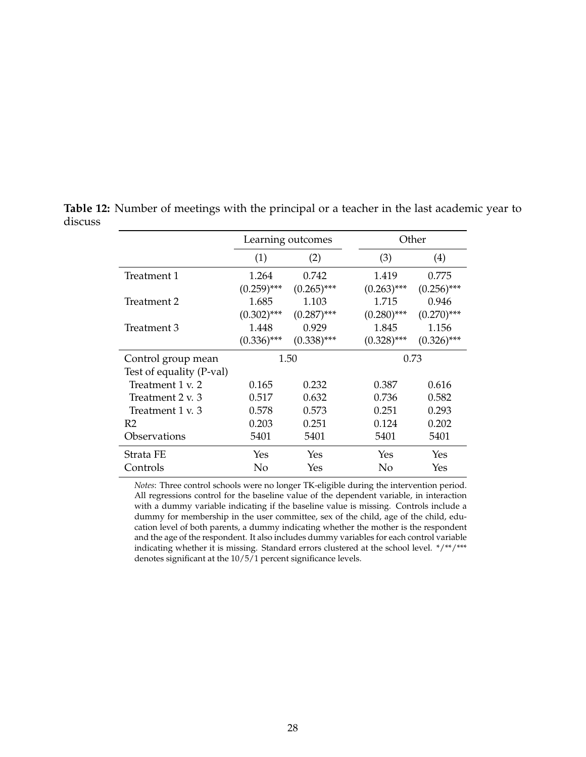**Table 12:** Number of meetings with the principal or a teacher in the last academic year to discuss

| | Learning outcomes | | Other | |
|---|---|---|---|---|
| | (1) | (2) | (3) | (4) |
| Treatment 1 | 1.264 | 0.742 | 1.419 | 0.775 |
| | (0.259)*** | (0.265)*** | (0.263)*** | (0.256)*** |
| Treatment 2 | 1.685 | 1.103 | 1.715 | 0.946 |
| | (0.302)*** | (0.287)*** | (0.280)*** | (0.270)*** |
| Treatment 3 | 1.448 | 0.929 | 1.845 | 1.156 |
| | (0.336)*** | (0.338)*** | (0.328)*** | (0.326)*** |
| Control group mean | 1.50 | | 0.73 | |
| Test of equality (P-val) | | | | |
| Treatment 1 v. 2 | 0.165 | 0.232 | 0.387 | 0.616 |
| Treatment 2 v. 3 | 0.517 | 0.632 | 0.736 | 0.582 |
| Treatment 1 v. 3 | 0.578 | 0.573 | 0.251 | 0.293 |
| R2 | 0.203 | 0.251 | 0.124 | 0.202 |
| Observations | 5401 | 5401 | 5401 | 5401 |
| Strata FE | Yes | Yes | Yes | Yes |
| Controls | No | Yes | No | Yes |

*Notes*: Three control schools were no longer TK-eligible during the intervention period. All regressions control for the baseline value of the dependent variable, in interaction with a dummy variable indicating if the baseline value is missing. Controls include a dummy for membership in the user committee, sex of the child, age of the child, education level of both parents, a dummy indicating whether the mother is the respondent and the age of the respondent. It also includes dummy variables for each control variable indicating whether it is missing. Standard errors clustered at the school level. */**/*** denotes significant at the 10/5/1 percent significance levels.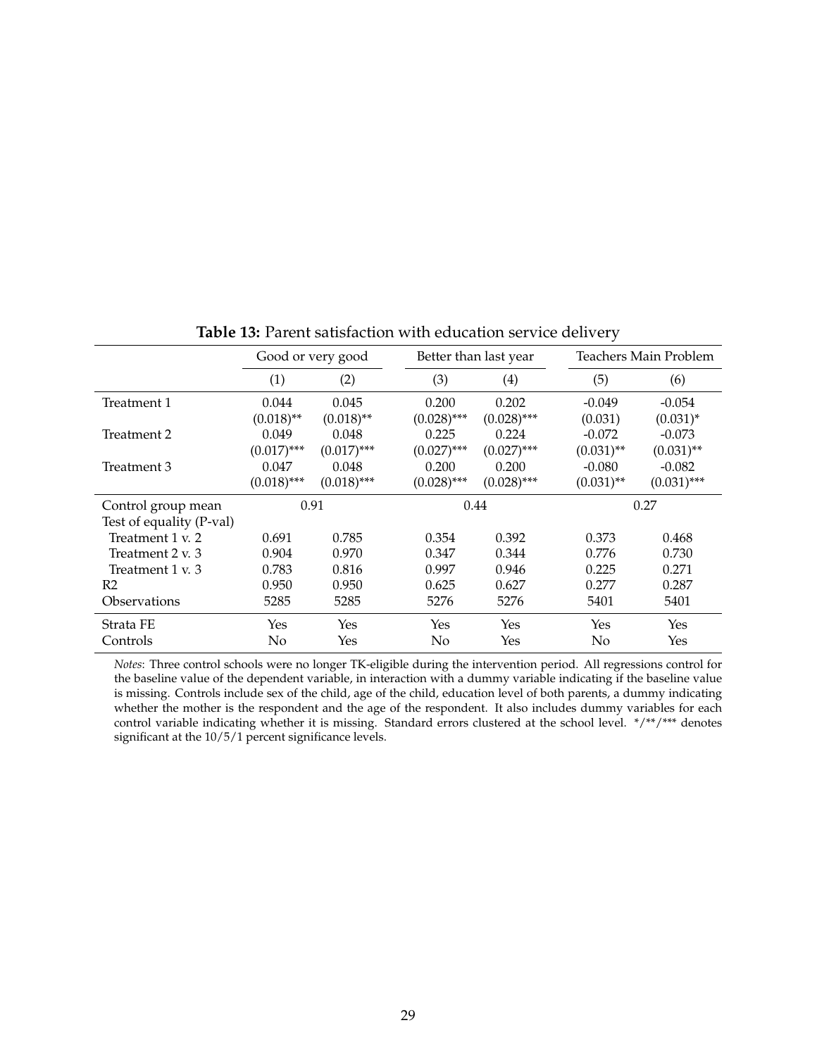**Table 13:** Parent satisfaction with education service delivery

| | Good or very good | | Better than last year | | Teachers Main Problem | |
|---|---|---|---|---|---|---|
| | (1) | (2) | (3) | (4) | (5) | (6) |
| Treatment 1 | 0.044 | 0.045 | 0.200 | 0.202 | -0.049 | -0.054 |
| | (0.018)** | (0.018)** | (0.028)*** | (0.028)*** | (0.031) | (0.031)* |
| Treatment 2 | 0.049 | 0.048 | 0.225 | 0.224 | -0.072 | -0.073 |
| | (0.017)*** | (0.017)*** | (0.027)*** | (0.027)*** | (0.031)** | (0.031)** |
| Treatment 3 | 0.047 | 0.048 | 0.200 | 0.200 | -0.080 | -0.082 |
| | (0.018)*** | (0.018)*** | (0.028)*** | (0.028)*** | (0.031)** | (0.031)*** |
| Control group mean | 0.91 | | 0.44 | | 0.27 | |
| Test of equality (P-val) | | | | | | |
| Treatment 1 v. 2 | 0.691 | 0.785 | 0.354 | 0.392 | 0.373 | 0.468 |
| Treatment 2 v. 3 | 0.904 | 0.970 | 0.347 | 0.344 | 0.776 | 0.730 |
| Treatment 1 v. 3 | 0.783 | 0.816 | 0.997 | 0.946 | 0.225 | 0.271 |
| R2 | 0.950 | 0.950 | 0.625 | 0.627 | 0.277 | 0.287 |
| Observations | 5285 | 5285 | 5276 | 5276 | 5401 | 5401 |
| Strata FE | Yes | Yes | Yes | Yes | Yes | Yes |
| Controls | No | Yes | No | Yes | No | Yes |

*Notes*: Three control schools were no longer TK-eligible during the intervention period. All regressions control for the baseline value of the dependent variable, in interaction with a dummy variable indicating if the baseline value is missing. Controls include sex of the child, age of the child, education level of both parents, a dummy indicating whether the mother is the respondent and the age of the respondent. It also includes dummy variables for each control variable indicating whether it is missing. Standard errors clustered at the school level. */**/*** denotes significant at the 10/5/1 percent significance levels.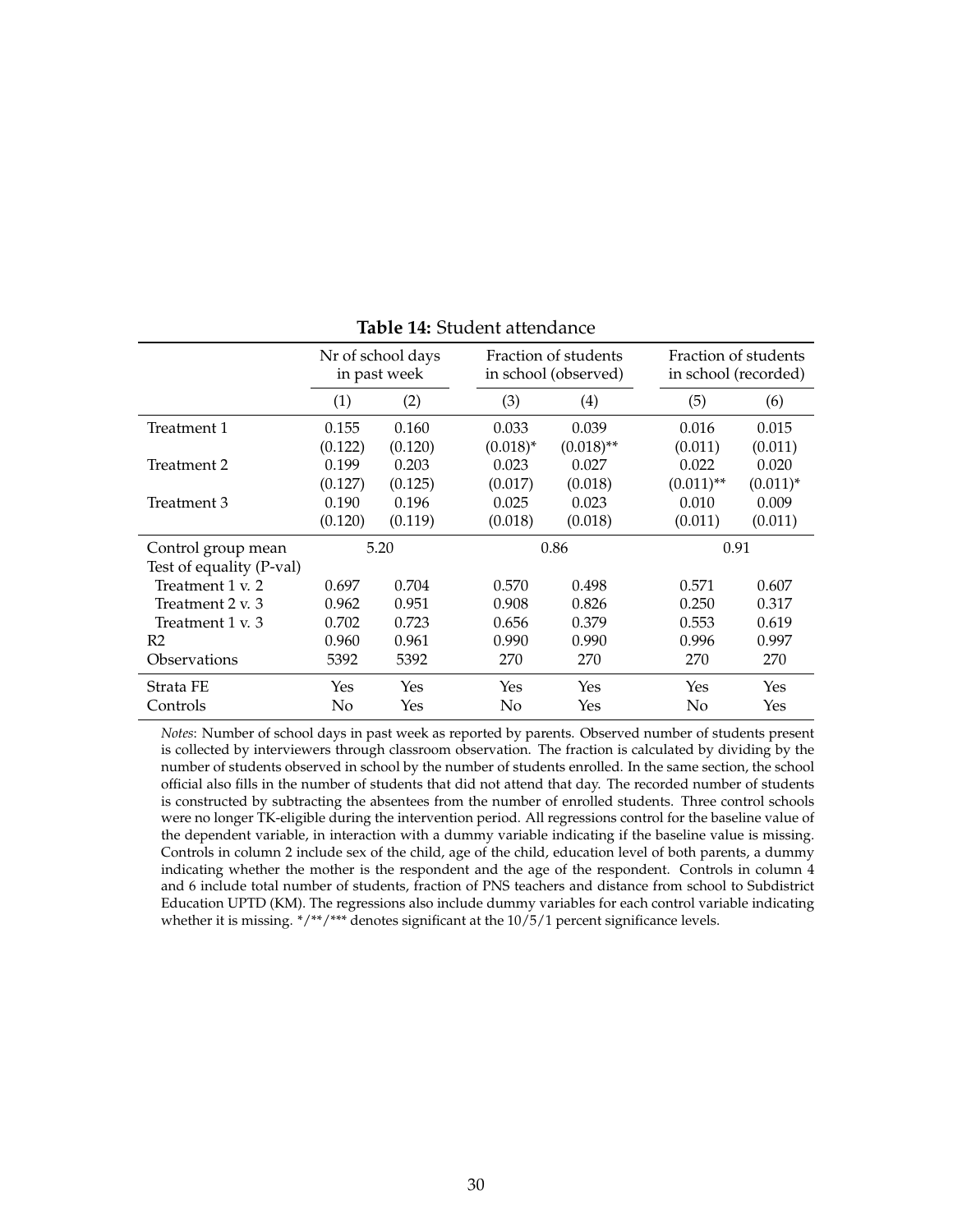**Table 14:** Student attendance

| | Nr of school days in past week | | Fraction of students in school (observed) | | Fraction of students in school (recorded) | |
|---|---|---|---|---|---|---|
| | (1) | (2) | (3) | (4) | (5) | (6) |
| Treatment 1 | 0.155 | 0.160 | 0.033 | 0.039 | 0.016 | 0.015 |
| | (0.122) | (0.120) | (0.018)* | (0.018)** | (0.011) | (0.011) |
| Treatment 2 | 0.199 | 0.203 | 0.023 | 0.027 | 0.022 | 0.020 |
| | (0.127) | (0.125) | (0.017) | (0.018) | (0.011)** | (0.011)* |
| Treatment 3 | 0.190 | 0.196 | 0.025 | 0.023 | 0.010 | 0.009 |
| | (0.120) | (0.119) | (0.018) | (0.018) | (0.011) | (0.011) |
| Control group mean | 5.20 | | 0.86 | | 0.91 | |
| Test of equality (P-val) | | | | | | |
| Treatment 1 v. 2 | 0.697 | 0.704 | 0.570 | 0.498 | 0.571 | 0.607 |
| Treatment 2 v. 3 | 0.962 | 0.951 | 0.908 | 0.826 | 0.250 | 0.317 |
| Treatment 1 v. 3 | 0.702 | 0.723 | 0.656 | 0.379 | 0.553 | 0.619 |
| R2 | 0.960 | 0.961 | 0.990 | 0.990 | 0.996 | 0.997 |
| Observations | 5392 | 5392 | 270 | 270 | 270 | 270 |
| Strata FE | Yes | Yes | Yes | Yes | Yes | Yes |
| Controls | No | Yes | No | Yes | No | Yes |

*Notes*: Number of school days in past week as reported by parents. Observed number of students present is collected by interviewers through classroom observation. The fraction is calculated by dividing by the number of students observed in school by the number of students enrolled. In the same section, the school official also fills in the number of students that did not attend that day. The recorded number of students is constructed by subtracting the absentees from the number of enrolled students. Three control schools were no longer TK-eligible during the intervention period. All regressions control for the baseline value of the dependent variable, in interaction with a dummy variable indicating if the baseline value is missing. Controls in column 2 include sex of the child, age of the child, education level of both parents, a dummy indicating whether the mother is the respondent and the age of the respondent. Controls in column 4 and 6 include total number of students, fraction of PNS teachers and distance from school to Subdistrict Education UPTD (KM). The regressions also include dummy variables for each control variable indicating whether it is missing. */**/*** denotes significant at the 10/5/1 percent significance levels.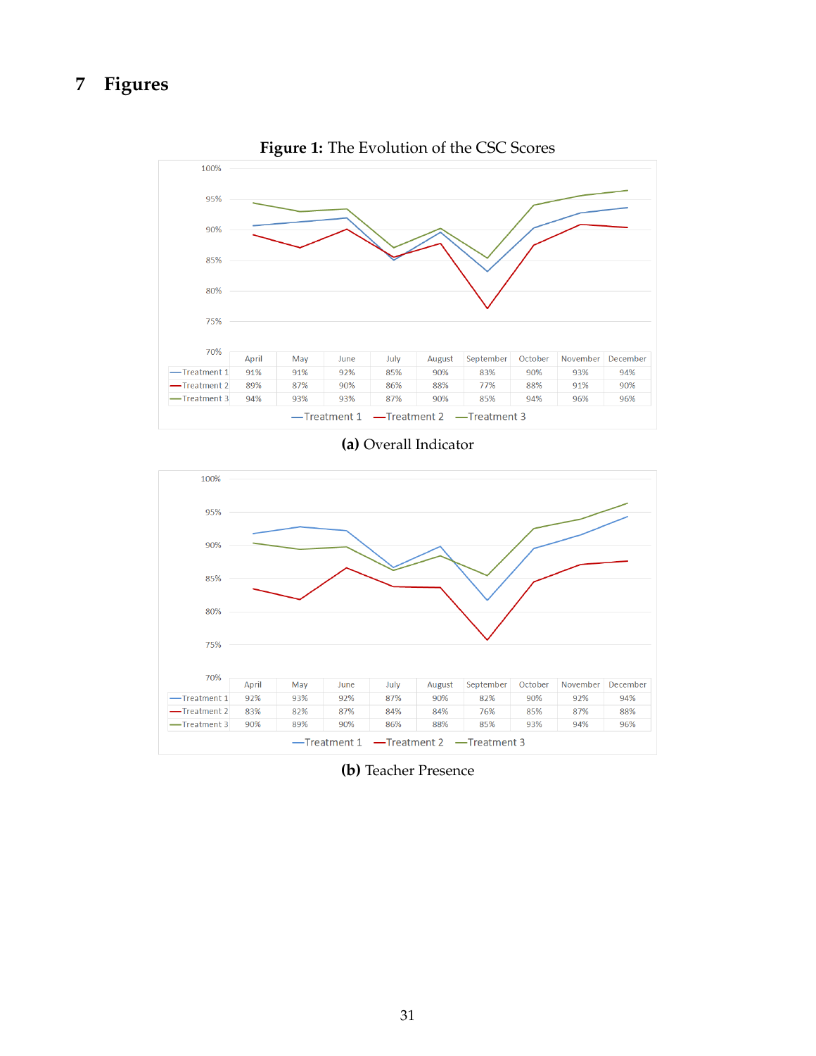# 7 Figures

**Figure 1:** The Evolution of the CSC Scores

| | April | May | June | July | August | September | October | November | December |
|---|---|---|---|---|---|---|---|---|---|
| Treatment 1 | 91% | 91% | 92% | 85% | 90% | 83% | 90% | 93% | 94% |
| Treatment 2 | 89% | 87% | 90% | 86% | 88% | 77% | 88% | 91% | 90% |
| Treatment 3 | 94% | 93% | 93% | 87% | 90% | 85% | 94% | 96% | 96% |

**(a)** Overall Indicator

| | April | May | June | July | August | September | October | November | December |
|---|---|---|---|---|---|---|---|---|---|
| Treatment 1 | 92% | 93% | 92% | 87% | 90% | 82% | 90% | 92% | 94% |
| Treatment 2 | 83% | 82% | 87% | 84% | 84% | 76% | 85% | 87% | 88% |
| Treatment 3 | 90% | 89% | 90% | 86% | 88% | 85% | 93% | 94% | 96% |

**(b)** Teacher Presence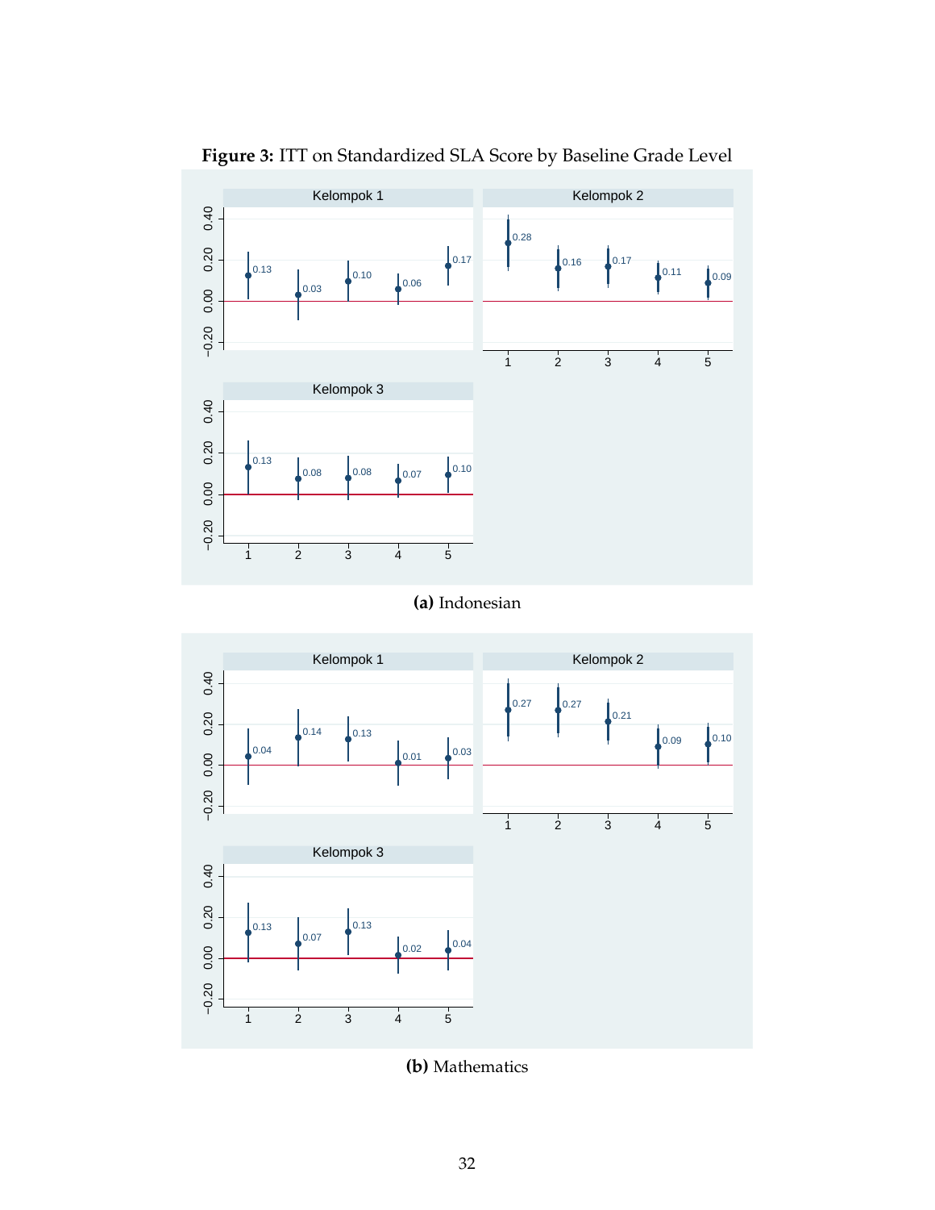**Figure 3:** ITT on Standardized SLA Score by Baseline Grade Level

**(a)** Indonesian

**(b)** Mathematics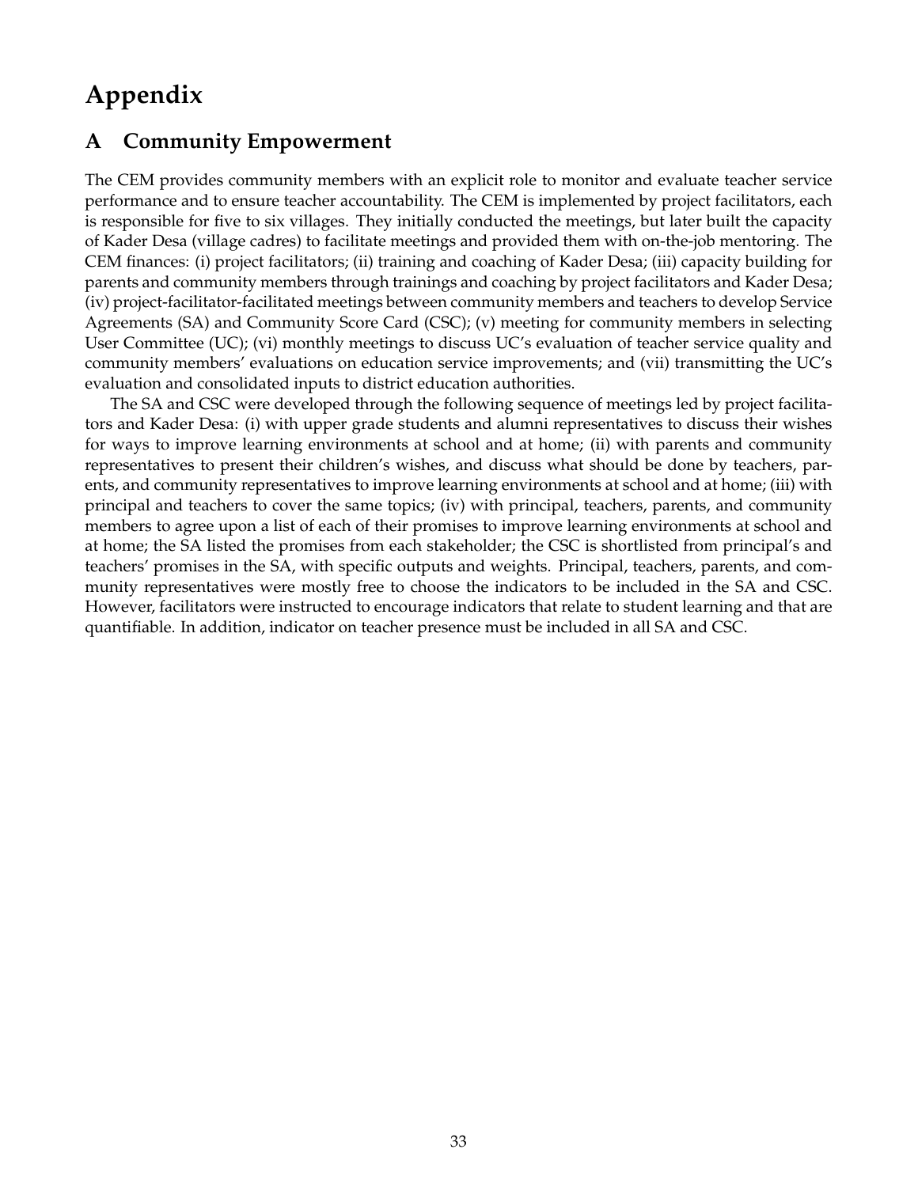# Appendix

## A Community Empowerment

The CEM provides community members with an explicit role to monitor and evaluate teacher service performance and to ensure teacher accountability. The CEM is implemented by project facilitators, each is responsible for five to six villages. They initially conducted the meetings, but later built the capacity of Kader Desa (village cadres) to facilitate meetings and provided them with on-the-job mentoring. The CEM finances: (i) project facilitators; (ii) training and coaching of Kader Desa; (iii) capacity building for parents and community members through trainings and coaching by project facilitators and Kader Desa; (iv) project-facilitator-facilitated meetings between community members and teachers to develop Service Agreements (SA) and Community Score Card (CSC); (v) meeting for community members in selecting User Committee (UC); (vi) monthly meetings to discuss UC's evaluation of teacher service quality and community members' evaluations on education service improvements; and (vii) transmitting the UC's evaluation and consolidated inputs to district education authorities.

The SA and CSC were developed through the following sequence of meetings led by project facilitators and Kader Desa: (i) with upper grade students and alumni representatives to discuss their wishes for ways to improve learning environments at school and at home; (ii) with parents and community representatives to present their children's wishes, and discuss what should be done by teachers, parents, and community representatives to improve learning environments at school and at home; (iii) with principal and teachers to cover the same topics; (iv) with principal, teachers, parents, and community members to agree upon a list of each of their promises to improve learning environments at school and at home; the SA listed the promises from each stakeholder; the CSC is shortlisted from principal's and teachers' promises in the SA, with specific outputs and weights. Principal, teachers, parents, and community representatives were mostly free to choose the indicators to be included in the SA and CSC. However, facilitators were instructed to encourage indicators that relate to student learning and that are quantifiable. In addition, indicator on teacher presence must be included in all SA and CSC.